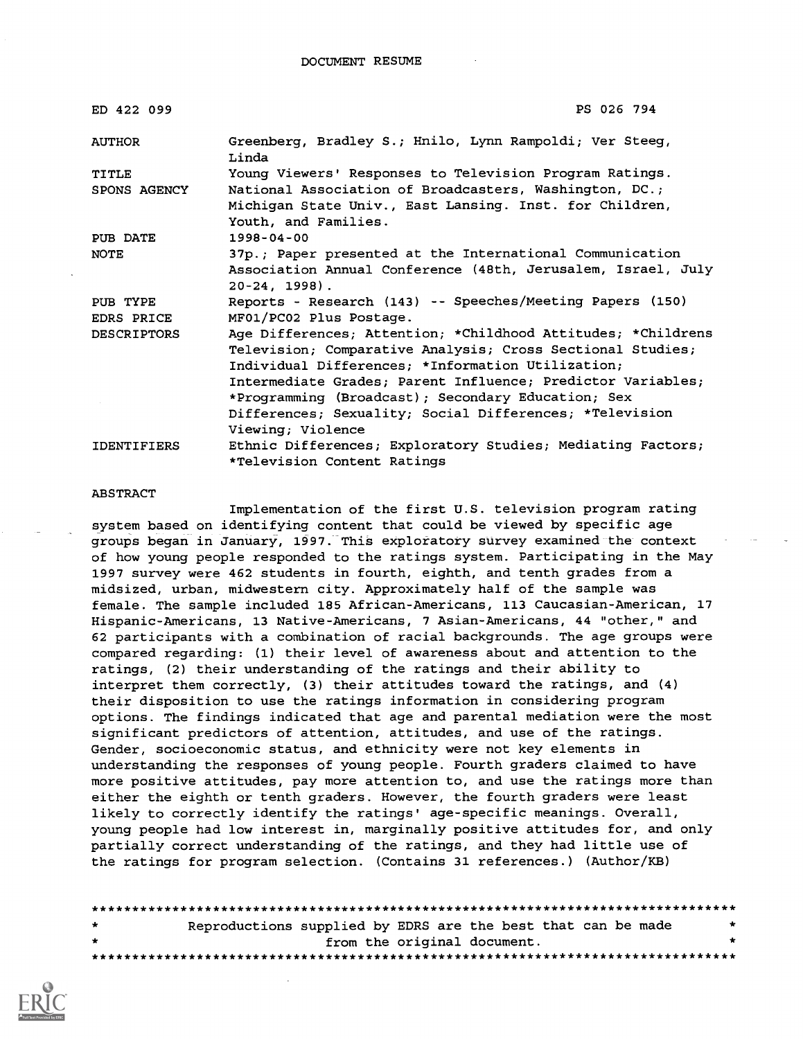DOCUMENT RESUME

| | |
|---|---|
| ED 422 099 | PS 026 794 |
| AUTHOR | Greenberg, Bradley S.; Hnilo, Lynn Rampoldi; Ver Steeg, Linda |
| TITLE | Young Viewers' Responses to Television Program Ratings. |
| SPONS AGENCY | National Association of Broadcasters, Washington, DC.; Michigan State Univ., East Lansing. Inst. for Children, Youth, and Families. |
| PUB DATE | 1998-04-00 |
| NOTE | 37p.; Paper presented at the International Communication Association Annual Conference (48th, Jerusalem, Israel, July 20-24, 1998). |
| PUB TYPE | Reports - Research (143) -- Speeches/Meeting Papers (150) |
| EDRS PRICE | MF01/PC02 Plus Postage. |
| DESCRIPTORS | Age Differences; Attention; *Childhood Attitudes; *Childrens Television; Comparative Analysis; Cross Sectional Studies; Individual Differences; *Information Utilization; Intermediate Grades; Parent Influence; Predictor Variables; *Programming (Broadcast); Secondary Education; Sex Differences; Sexuality; Social Differences; *Television Viewing; Violence |
| IDENTIFIERS | Ethnic Differences; Exploratory Studies; Mediating Factors; *Television Content Ratings |

ABSTRACT

Implementation of the first U.S. television program rating system based on identifying content that could be viewed by specific age groups began in January, 1997. This exploratory survey examined the context of how young people responded to the ratings system. Participating in the May 1997 survey were 462 students in fourth, eighth, and tenth grades from a midsized, urban, midwestern city. Approximately half of the sample was female. The sample included 185 African-Americans, 113 Caucasian-American, 17 Hispanic-Americans, 13 Native-Americans, 7 Asian-Americans, 44 "other," and 62 participants with a combination of racial backgrounds. The age groups were compared regarding: (1) their level of awareness about and attention to the ratings, (2) their understanding of the ratings and their ability to interpret them correctly, (3) their attitudes toward the ratings, and (4) their disposition to use the ratings information in considering program options. The findings indicated that age and parental mediation were the most significant predictors of attention, attitudes, and use of the ratings. Gender, socioeconomic status, and ethnicity were not key elements in understanding the responses of young people. Fourth graders claimed to have more positive attitudes, pay more attention to, and use the ratings more than either the eighth or tenth graders. However, the fourth graders were least likely to correctly identify the ratings' age-specific meanings. Overall, young people had low interest in, marginally positive attitudes for, and only partially correct understanding of the ratings, and they had little use of the ratings for program selection. (Contains 31 references.) (Author/KB)

********************************************************************************
* Reproductions supplied by EDRS are the best that can be made *
* from the original document. *
********************************************************************************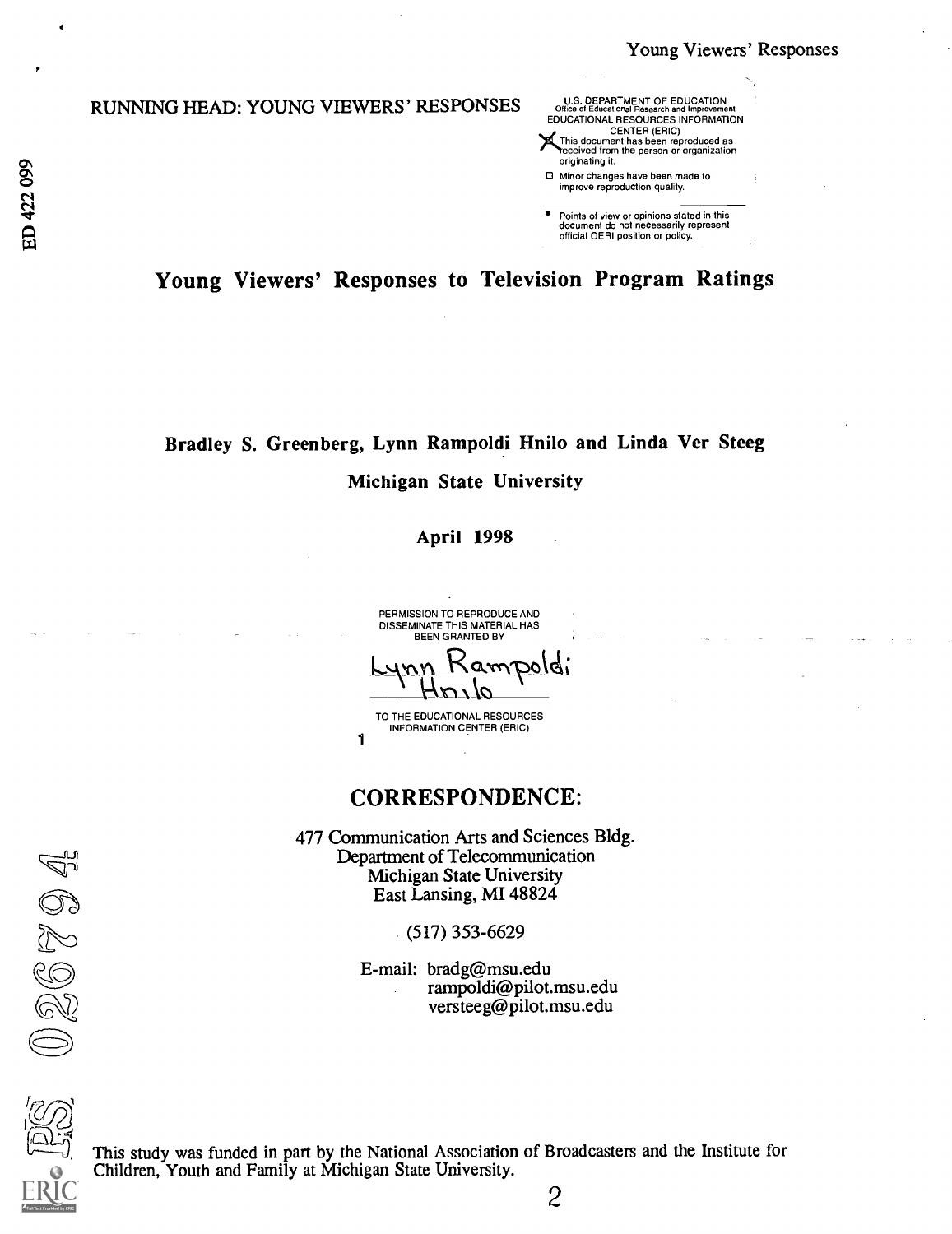RUNNING HEAD: YOUNG VIEWERS' RESPONSES

U.S. DEPARTMENT OF EDUCATION
Office of Educational Research and Improvement
EDUCATIONAL RESOURCES INFORMATION CENTER (ERIC)

- [x] This document has been reproduced as received from the person or organization originating it.
- [ ] Minor changes have been made to improve reproduction quality.

• Points of view or opinions stated in this document do not necessarily represent official OERI position or policy.

# Young Viewers' Responses to Television Program Ratings

**Bradley S. Greenberg, Lynn Rampoldi Hnilo and Linda Ver Steeg**

**Michigan State University**

**April 1998**

PERMISSION TO REPRODUCE AND DISSEMINATE THIS MATERIAL HAS BEEN GRANTED BY

Lynn Rampoldi Hnilo

TO THE EDUCATIONAL RESOURCES INFORMATION CENTER (ERIC)

## CORRESPONDENCE:

477 Communication Arts and Sciences Bldg.
Department of Telecommunication
Michigan State University
East Lansing, MI 48824

(517) 353-6629

E-mail: bradg@msu.edu
rampoldi@pilot.msu.edu
versteeg@pilot.msu.edu

This study was funded in part by the National Association of Broadcasters and the Institute for Children, Youth and Family at Michigan State University.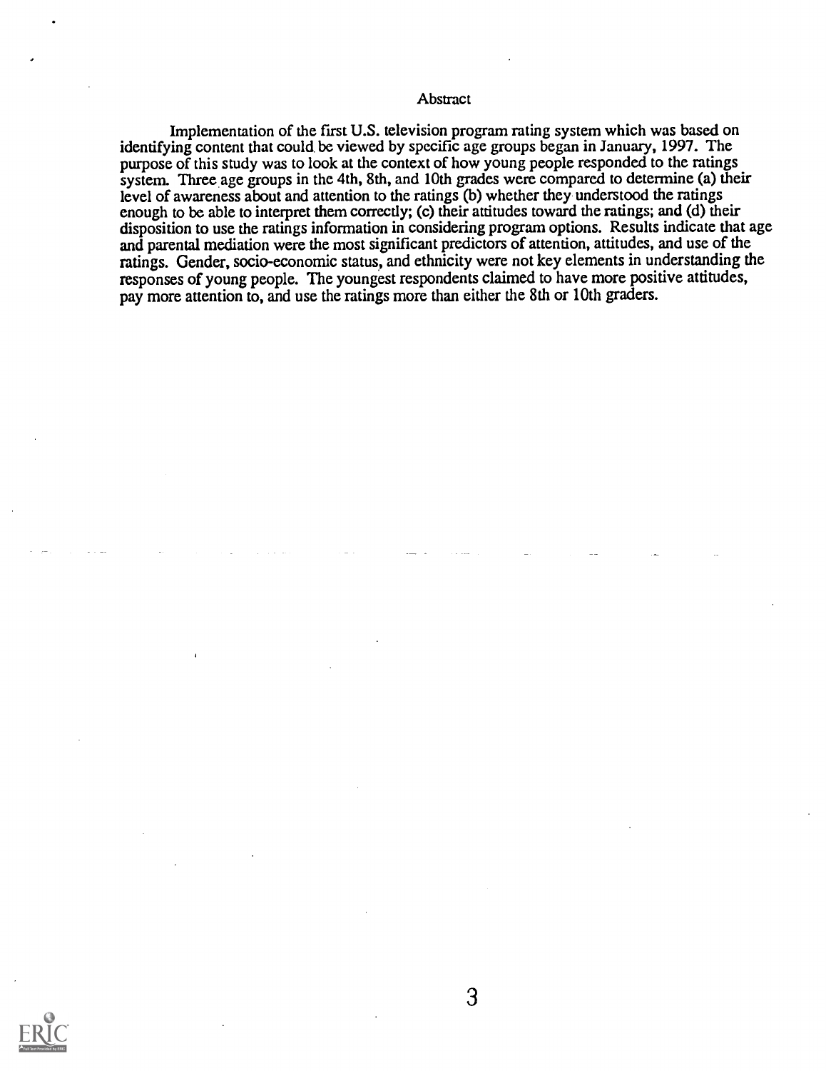# Abstract

Implementation of the first U.S. television program rating system which was based on identifying content that could be viewed by specific age groups began in January, 1997. The purpose of this study was to look at the context of how young people responded to the ratings system. Three age groups in the 4th, 8th, and 10th grades were compared to determine (a) their level of awareness about and attention to the ratings (b) whether they understood the ratings enough to be able to interpret them correctly; (c) their attitudes toward the ratings; and (d) their disposition to use the ratings information in considering program options. Results indicate that age and parental mediation were the most significant predictors of attention, attitudes, and use of the ratings. Gender, socio-economic status, and ethnicity were not key elements in understanding the responses of young people. The youngest respondents claimed to have more positive attitudes, pay more attention to, and use the ratings more than either the 8th or 10th graders.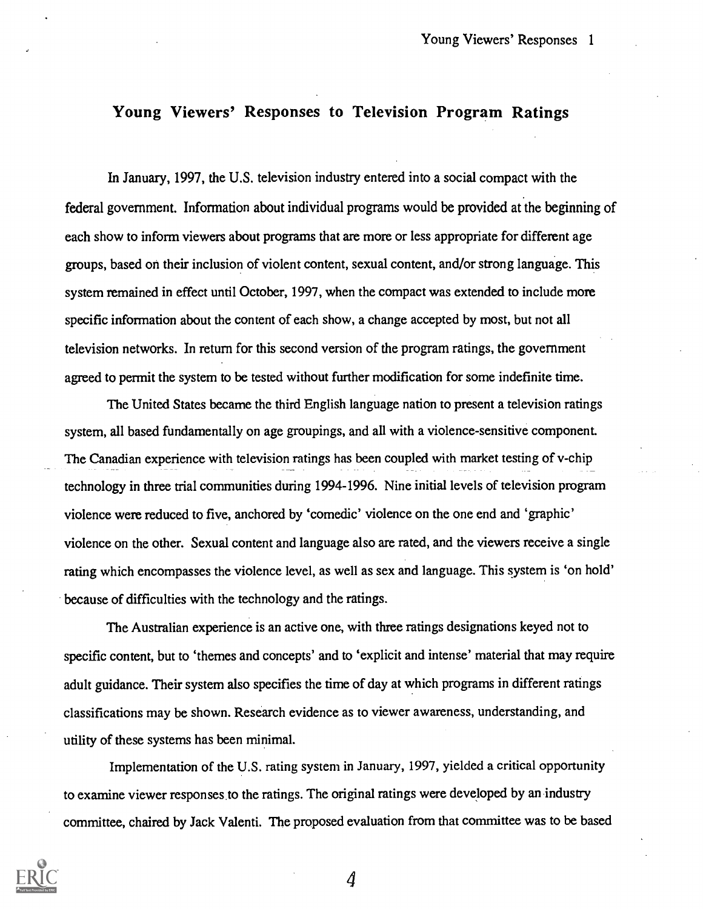# Young Viewers' Responses to Television Program Ratings

In January, 1997, the U.S. television industry entered into a social compact with the federal government. Information about individual programs would be provided at the beginning of each show to inform viewers about programs that are more or less appropriate for different age groups, based on their inclusion of violent content, sexual content, and/or strong language. This system remained in effect until October, 1997, when the compact was extended to include more specific information about the content of each show, a change accepted by most, but not all television networks. In return for this second version of the program ratings, the government agreed to permit the system to be tested without further modification for some indefinite time.

The United States became the third English language nation to present a television ratings system, all based fundamentally on age groupings, and all with a violence-sensitive component. The Canadian experience with television ratings has been coupled with market testing of v-chip technology in three trial communities during 1994-1996. Nine initial levels of television program violence were reduced to five, anchored by 'comedic' violence on the one end and 'graphic' violence on the other. Sexual content and language also are rated, and the viewers receive a single rating which encompasses the violence level, as well as sex and language. This system is 'on hold' because of difficulties with the technology and the ratings.

The Australian experience is an active one, with three ratings designations keyed not to specific content, but to 'themes and concepts' and to 'explicit and intense' material that may require adult guidance. Their system also specifies the time of day at which programs in different ratings classifications may be shown. Research evidence as to viewer awareness, understanding, and utility of these systems has been minimal.

Implementation of the U.S. rating system in January, 1997, yielded a critical opportunity to examine viewer responses to the ratings. The original ratings were developed by an industry committee, chaired by Jack Valenti. The proposed evaluation from that committee was to be based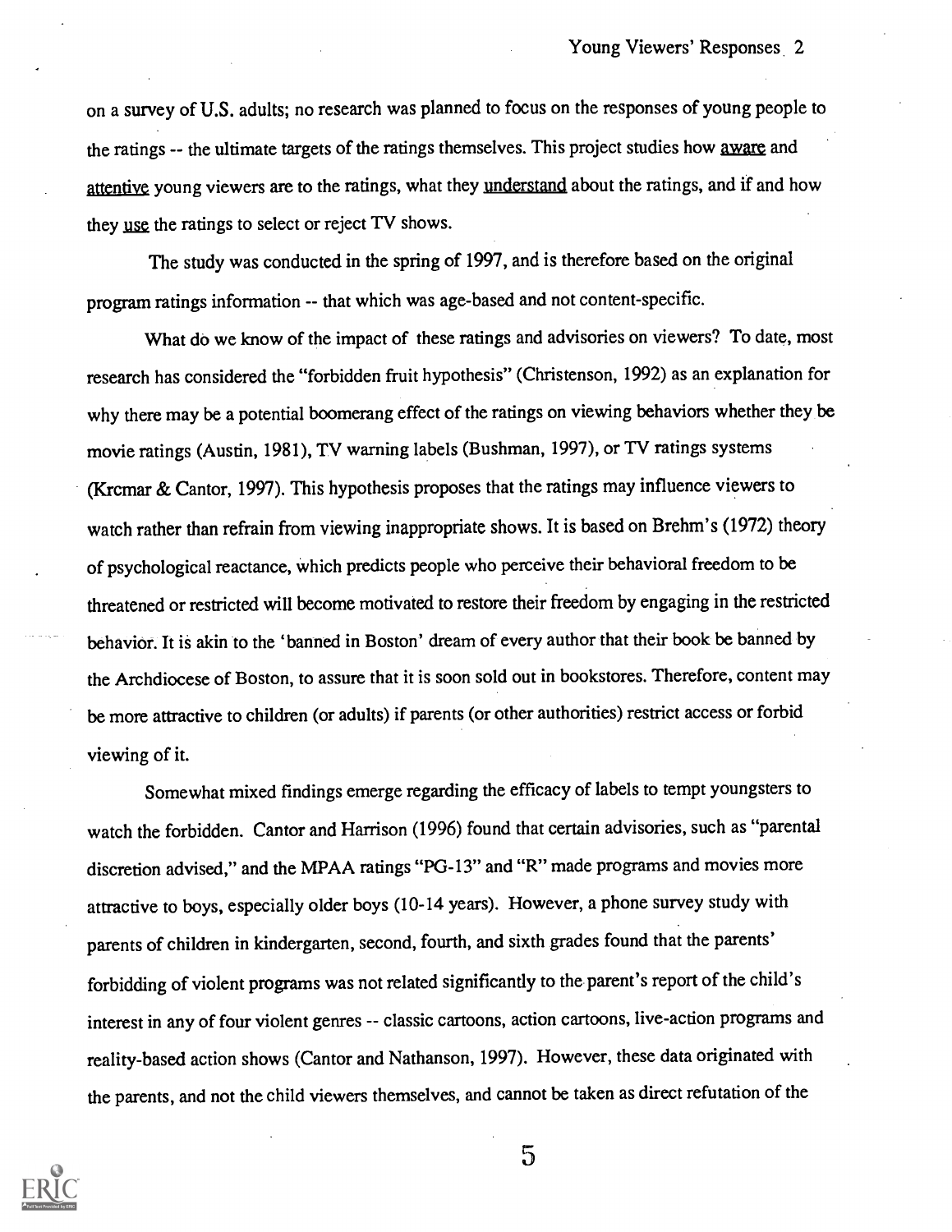on a survey of U.S. adults; no research was planned to focus on the responses of young people to the ratings -- the ultimate targets of the ratings themselves. This project studies how <u>aware</u> and <u>attentive</u> young viewers are to the ratings, what they <u>understand</u> about the ratings, and if and how they <u>use</u> the ratings to select or reject TV shows.

The study was conducted in the spring of 1997, and is therefore based on the original program ratings information -- that which was age-based and not content-specific.

What do we know of the impact of these ratings and advisories on viewers? To date, most research has considered the "forbidden fruit hypothesis" (Christenson, 1992) as an explanation for why there may be a potential boomerang effect of the ratings on viewing behaviors whether they be movie ratings (Austin, 1981), TV warning labels (Bushman, 1997), or TV ratings systems (Krcmar & Cantor, 1997). This hypothesis proposes that the ratings may influence viewers to watch rather than refrain from viewing inappropriate shows. It is based on Brehm's (1972) theory of psychological reactance, which predicts people who perceive their behavioral freedom to be threatened or restricted will become motivated to restore their freedom by engaging in the restricted behavior. It is akin to the 'banned in Boston' dream of every author that their book be banned by the Archdiocese of Boston, to assure that it is soon sold out in bookstores. Therefore, content may be more attractive to children (or adults) if parents (or other authorities) restrict access or forbid viewing of it.

Somewhat mixed findings emerge regarding the efficacy of labels to tempt youngsters to watch the forbidden. Cantor and Harrison (1996) found that certain advisories, such as "parental discretion advised," and the MPAA ratings "PG-13" and "R" made programs and movies more attractive to boys, especially older boys (10-14 years). However, a phone survey study with parents of children in kindergarten, second, fourth, and sixth grades found that the parents' forbidding of violent programs was not related significantly to the parent's report of the child's interest in any of four violent genres -- classic cartoons, action cartoons, live-action programs and reality-based action shows (Cantor and Nathanson, 1997). However, these data originated with the parents, and not the child viewers themselves, and cannot be taken as direct refutation of the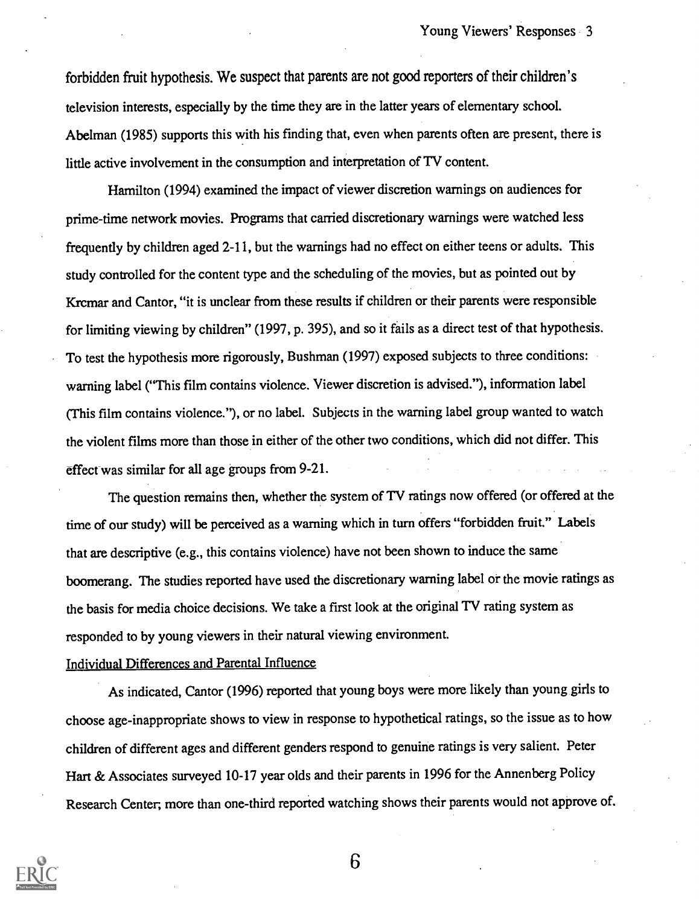forbidden fruit hypothesis. We suspect that parents are not good reporters of their children's television interests, especially by the time they are in the latter years of elementary school. Abelman (1985) supports this with his finding that, even when parents often are present, there is little active involvement in the consumption and interpretation of TV content.

Hamilton (1994) examined the impact of viewer discretion warnings on audiences for prime-time network movies. Programs that carried discretionary warnings were watched less frequently by children aged 2-11, but the warnings had no effect on either teens or adults. This study controlled for the content type and the scheduling of the movies, but as pointed out by Krcmar and Cantor, "it is unclear from these results if children or their parents were responsible for limiting viewing by children" (1997, p. 395), and so it fails as a direct test of that hypothesis. To test the hypothesis more rigorously, Bushman (1997) exposed subjects to three conditions: warning label ("This film contains violence. Viewer discretion is advised."), information label (This film contains violence."), or no label. Subjects in the warning label group wanted to watch the violent films more than those in either of the other two conditions, which did not differ. This effect was similar for all age groups from 9-21.

The question remains then, whether the system of TV ratings now offered (or offered at the time of our study) will be perceived as a warning which in turn offers "forbidden fruit." Labels that are descriptive (e.g., this contains violence) have not been shown to induce the same boomerang. The studies reported have used the discretionary warning label or the movie ratings as the basis for media choice decisions. We take a first look at the original TV rating system as responded to by young viewers in their natural viewing environment.

Individual Differences and Parental Influence

As indicated, Cantor (1996) reported that young boys were more likely than young girls to choose age-inappropriate shows to view in response to hypothetical ratings, so the issue as to how children of different ages and different genders respond to genuine ratings is very salient. Peter Hart & Associates surveyed 10-17 year olds and their parents in 1996 for the Annenberg Policy Research Center; more than one-third reported watching shows their parents would not approve of.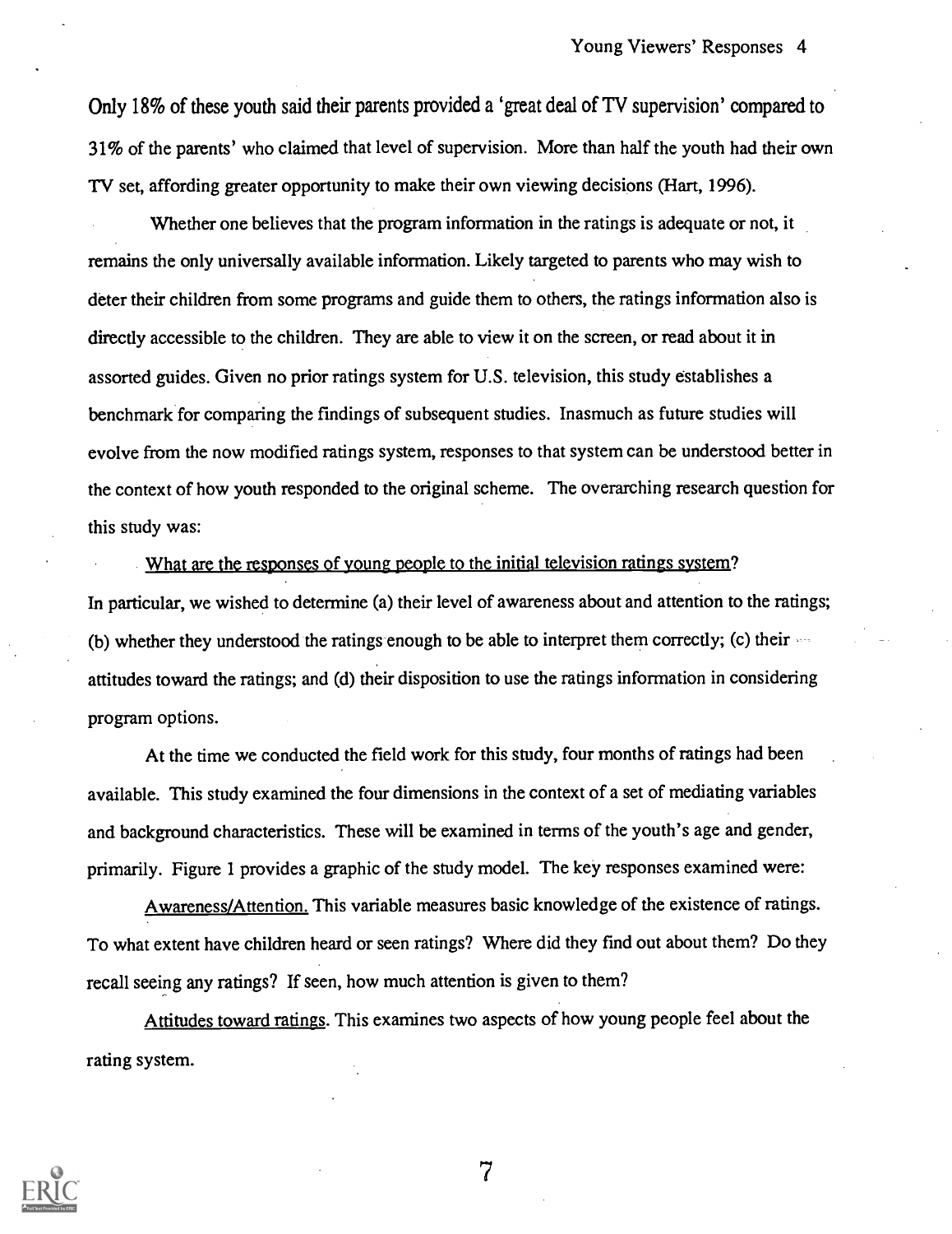Only 18% of these youth said their parents provided a 'great deal of TV supervision' compared to 31% of the parents' who claimed that level of supervision. More than half the youth had their own TV set, affording greater opportunity to make their own viewing decisions (Hart, 1996).

Whether one believes that the program information in the ratings is adequate or not, it remains the only universally available information. Likely targeted to parents who may wish to deter their children from some programs and guide them to others, the ratings information also is directly accessible to the children. They are able to view it on the screen, or read about it in assorted guides. Given no prior ratings system for U.S. television, this study establishes a benchmark for comparing the findings of subsequent studies. Inasmuch as future studies will evolve from the now modified ratings system, responses to that system can be understood better in the context of how youth responded to the original scheme. The overarching research question for this study was:

What are the responses of young people to the initial television ratings system?

In particular, we wished to determine (a) their level of awareness about and attention to the ratings; (b) whether they understood the ratings enough to be able to interpret them correctly; (c) their attitudes toward the ratings; and (d) their disposition to use the ratings information in considering program options.

At the time we conducted the field work for this study, four months of ratings had been available. This study examined the four dimensions in the context of a set of mediating variables and background characteristics. These will be examined in terms of the youth's age and gender, primarily. Figure 1 provides a graphic of the study model. The key responses examined were:

Awareness/Attention. This variable measures basic knowledge of the existence of ratings. To what extent have children heard or seen ratings? Where did they find out about them? Do they recall seeing any ratings? If seen, how much attention is given to them?

Attitudes toward ratings. This examines two aspects of how young people feel about the rating system.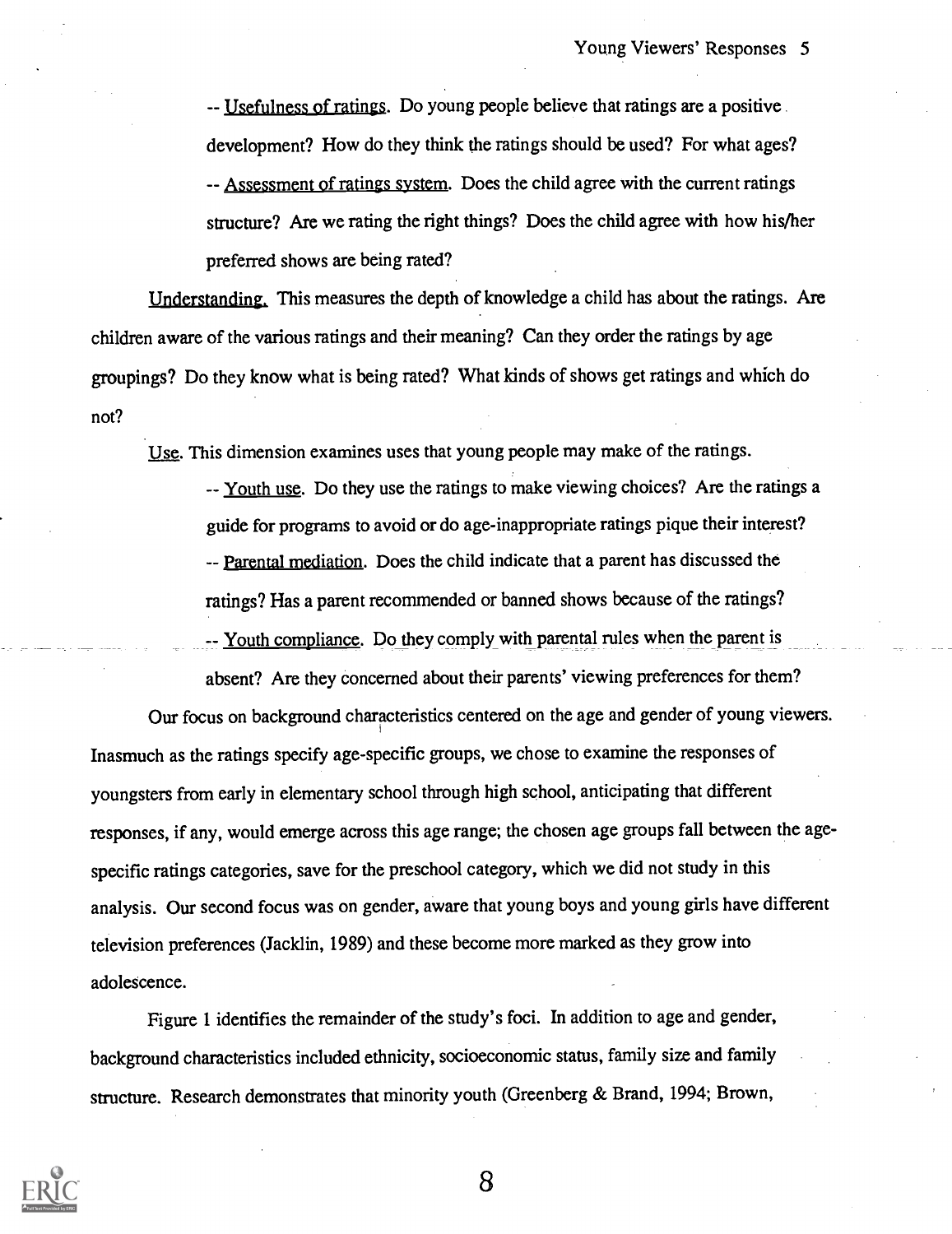-- Usefulness of ratings. Do young people believe that ratings are a positive development? How do they think the ratings should be used? For what ages?

-- Assessment of ratings system. Does the child agree with the current ratings structure? Are we rating the right things? Does the child agree with how his/her preferred shows are being rated?

Understanding. This measures the depth of knowledge a child has about the ratings. Are children aware of the various ratings and their meaning? Can they order the ratings by age groupings? Do they know what is being rated? What kinds of shows get ratings and which do not?

Use. This dimension examines uses that young people may make of the ratings.

-- Youth use. Do they use the ratings to make viewing choices? Are the ratings a guide for programs to avoid or do age-inappropriate ratings pique their interest?

-- Parental mediation. Does the child indicate that a parent has discussed the ratings? Has a parent recommended or banned shows because of the ratings?

-- Youth compliance. Do they comply with parental rules when the parent is absent? Are they concerned about their parents' viewing preferences for them?

Our focus on background characteristics centered on the age and gender of young viewers. Inasmuch as the ratings specify age-specific groups, we chose to examine the responses of youngsters from early in elementary school through high school, anticipating that different responses, if any, would emerge across this age range; the chosen age groups fall between the age-specific ratings categories, save for the preschool category, which we did not study in this analysis. Our second focus was on gender, aware that young boys and young girls have different television preferences (Jacklin, 1989) and these become more marked as they grow into adolescence.

Figure 1 identifies the remainder of the study's foci. In addition to age and gender, background characteristics included ethnicity, socioeconomic status, family size and family structure. Research demonstrates that minority youth (Greenberg & Brand, 1994; Brown,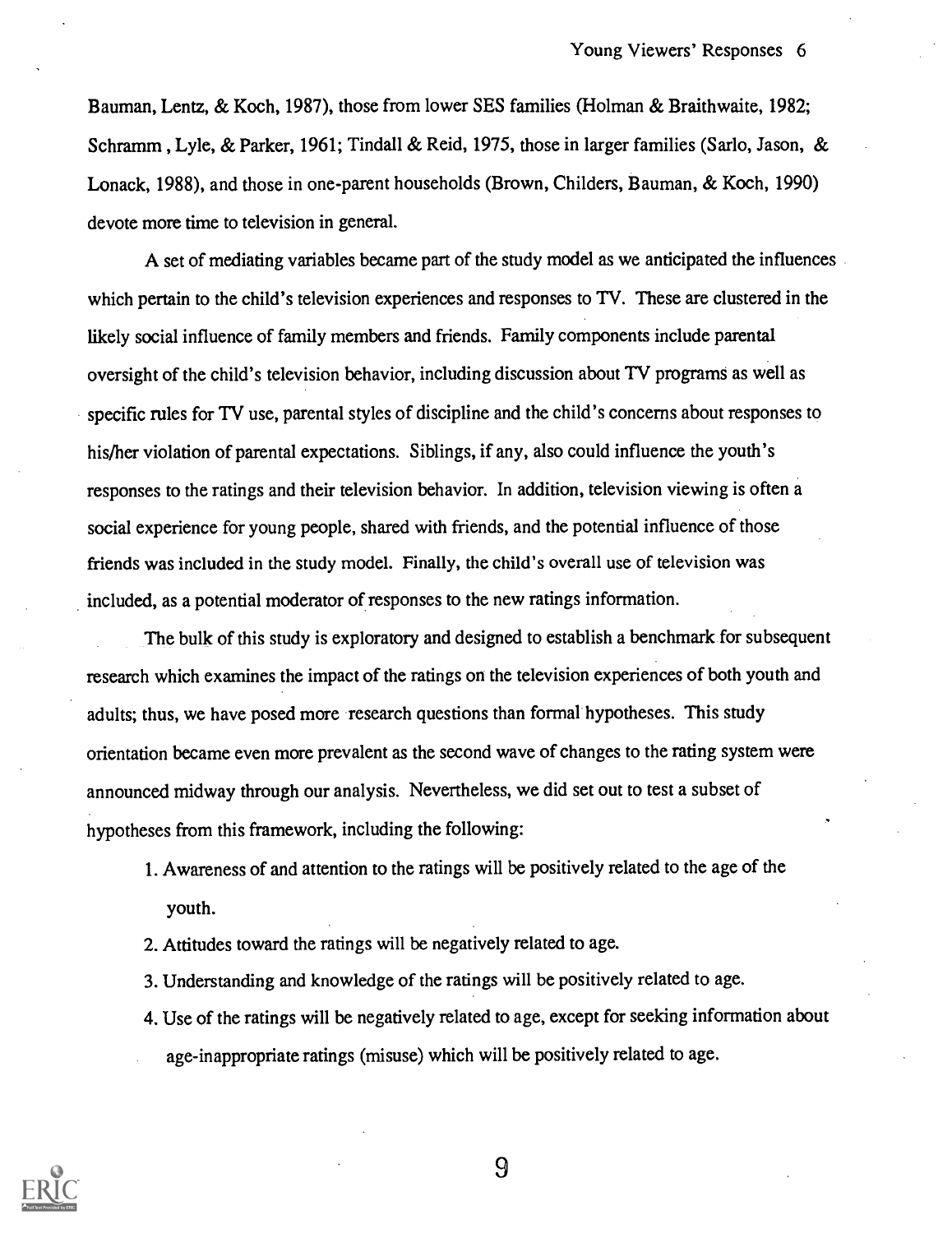Bauman, Lentz, & Koch, 1987), those from lower SES families (Holman & Braithwaite, 1982; Schramm , Lyle, & Parker, 1961; Tindall & Reid, 1975, those in larger families (Sarlo, Jason, & Lonack, 1988), and those in one-parent households (Brown, Childers, Bauman, & Koch, 1990) devote more time to television in general.

A set of mediating variables became part of the study model as we anticipated the influences which pertain to the child's television experiences and responses to TV. These are clustered in the likely social influence of family members and friends. Family components include parental oversight of the child's television behavior, including discussion about TV programs as well as specific rules for TV use, parental styles of discipline and the child's concerns about responses to his/her violation of parental expectations. Siblings, if any, also could influence the youth's responses to the ratings and their television behavior. In addition, television viewing is often a social experience for young people, shared with friends, and the potential influence of those friends was included in the study model. Finally, the child's overall use of television was included, as a potential moderator of responses to the new ratings information.

The bulk of this study is exploratory and designed to establish a benchmark for subsequent research which examines the impact of the ratings on the television experiences of both youth and adults; thus, we have posed more research questions than formal hypotheses. This study orientation became even more prevalent as the second wave of changes to the rating system were announced midway through our analysis. Nevertheless, we did set out to test a subset of hypotheses from this framework, including the following:

1. Awareness of and attention to the ratings will be positively related to the age of the youth.
2. Attitudes toward the ratings will be negatively related to age.
3. Understanding and knowledge of the ratings will be positively related to age.
4. Use of the ratings will be negatively related to age, except for seeking information about age-inappropriate ratings (misuse) which will be positively related to age.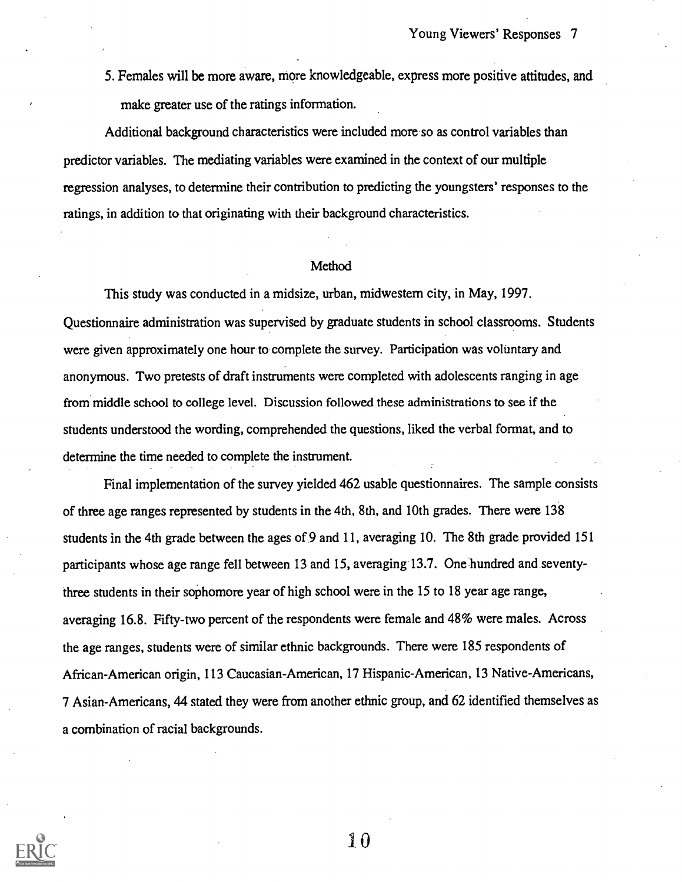5. Females will be more aware, more knowledgeable, express more positive attitudes, and make greater use of the ratings information.

Additional background characteristics were included more so as control variables than predictor variables. The mediating variables were examined in the context of our multiple regression analyses, to determine their contribution to predicting the youngsters' responses to the ratings, in addition to that originating with their background characteristics.

## Method

This study was conducted in a midsize, urban, midwestern city, in May, 1997. Questionnaire administration was supervised by graduate students in school classrooms. Students were given approximately one hour to complete the survey. Participation was voluntary and anonymous. Two pretests of draft instruments were completed with adolescents ranging in age from middle school to college level. Discussion followed these administrations to see if the students understood the wording, comprehended the questions, liked the verbal format, and to determine the time needed to complete the instrument.

Final implementation of the survey yielded 462 usable questionnaires. The sample consists of three age ranges represented by students in the 4th, 8th, and 10th grades. There were 138 students in the 4th grade between the ages of 9 and 11, averaging 10. The 8th grade provided 151 participants whose age range fell between 13 and 15, averaging 13.7. One hundred and seventy-three students in their sophomore year of high school were in the 15 to 18 year age range, averaging 16.8. Fifty-two percent of the respondents were female and 48% were males. Across the age ranges, students were of similar ethnic backgrounds. There were 185 respondents of African-American origin, 113 Caucasian-American, 17 Hispanic-American, 13 Native-Americans, 7 Asian-Americans, 44 stated they were from another ethnic group, and 62 identified themselves as a combination of racial backgrounds.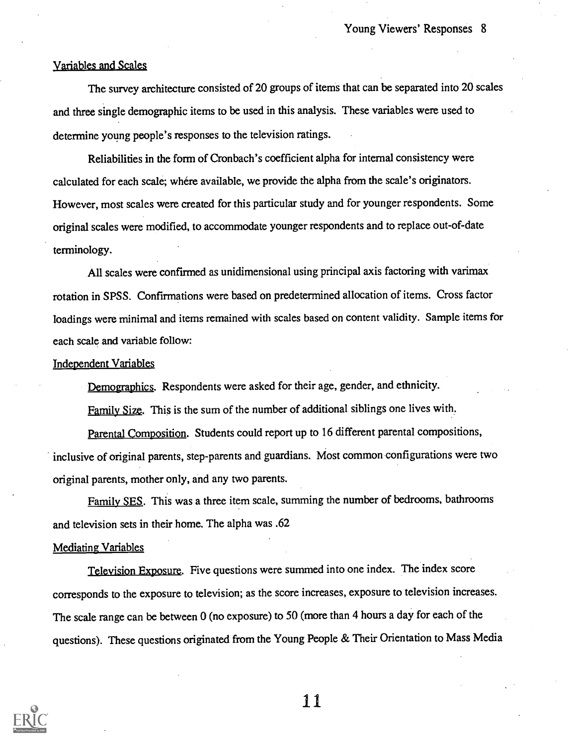## Variables and Scales

The survey architecture consisted of 20 groups of items that can be separated into 20 scales and three single demographic items to be used in this analysis. These variables were used to determine young people's responses to the television ratings.

Reliabilities in the form of Cronbach's coefficient alpha for internal consistency were calculated for each scale; whére available, we provide the alpha from the scale's originators. However, most scales were created for this particular study and for younger respondents. Some original scales were modified, to accommodate younger respondents and to replace out-of-date terminology.

All scales were confirmed as unidimensional using principal axis factoring with varimax rotation in SPSS. Confirmations were based on predetermined allocation of items. Cross factor loadings were minimal and items remained with scales based on content validity. Sample items for each scale and variable follow:

## Independent Variables

Demographics. Respondents were asked for their age, gender, and ethnicity.

Family Size. This is the sum of the number of additional siblings one lives with.

Parental Composition. Students could report up to 16 different parental compositions, inclusive of original parents, step-parents and guardians. Most common configurations were two original parents, mother only, and any two parents.

Family SES. This was a three item scale, summing the number of bedrooms, bathrooms and television sets in their home. The alpha was .62

## Mediating Variables

Television Exposure. Five questions were summed into one index. The index score corresponds to the exposure to television; as the score increases, exposure to television increases. The scale range can be between 0 (no exposure) to 50 (more than 4 hours a day for each of the questions). These questions originated from the Young People & Their Orientation to Mass Media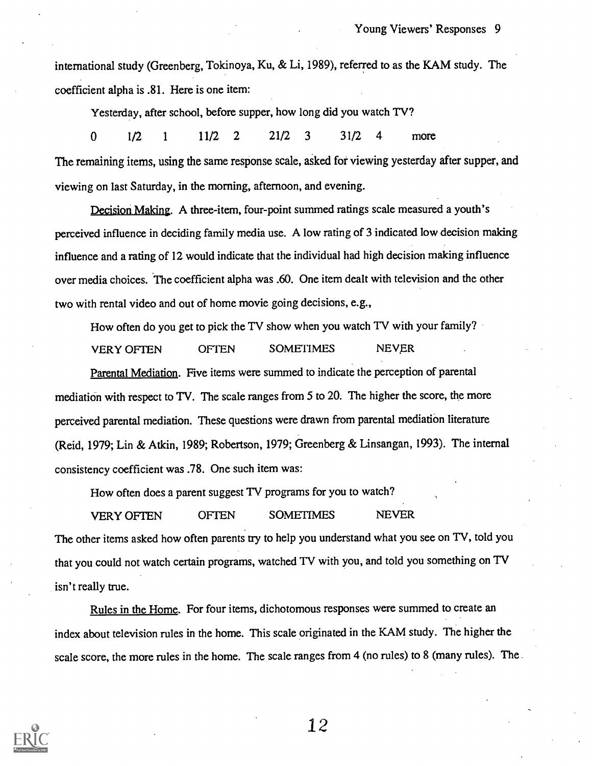international study (Greenberg, Tokinoya, Ku, & Li, 1989), referred to as the KAM study. The coefficient alpha is .81. Here is one item:

Yesterday, after school, before supper, how long did you watch TV?

0 1/2 1 11/2 2 21/2 3 31/2 4 more

The remaining items, using the same response scale, asked for viewing yesterday after supper, and viewing on last Saturday, in the morning, afternoon, and evening.

Decision Making. A three-item, four-point summed ratings scale measured a youth's perceived influence in deciding family media use. A low rating of 3 indicated low decision making influence and a rating of 12 would indicate that the individual had high decision making influence over media choices. The coefficient alpha was .60. One item dealt with television and the other two with rental video and out of home movie going decisions, e.g.,

How often do you get to pick the TV show when you watch TV with your family?

VERY OFTEN OFTEN SOMETIMES NEVER

Parental Mediation. Five items were summed to indicate the perception of parental mediation with respect to TV. The scale ranges from 5 to 20. The higher the score, the more perceived parental mediation. These questions were drawn from parental mediation literature (Reid, 1979; Lin & Atkin, 1989; Robertson, 1979; Greenberg & Linsangan, 1993). The internal consistency coefficient was .78. One such item was:

How often does a parent suggest TV programs for you to watch?

VERY OFTEN OFTEN SOMETIMES NEVER

The other items asked how often parents try to help you understand what you see on TV, told you that you could not watch certain programs, watched TV with you, and told you something on TV isn't really true.

Rules in the Home. For four items, dichotomous responses were summed to create an index about television rules in the home. This scale originated in the KAM study. The higher the scale score, the more rules in the home. The scale ranges from 4 (no rules) to 8 (many rules). The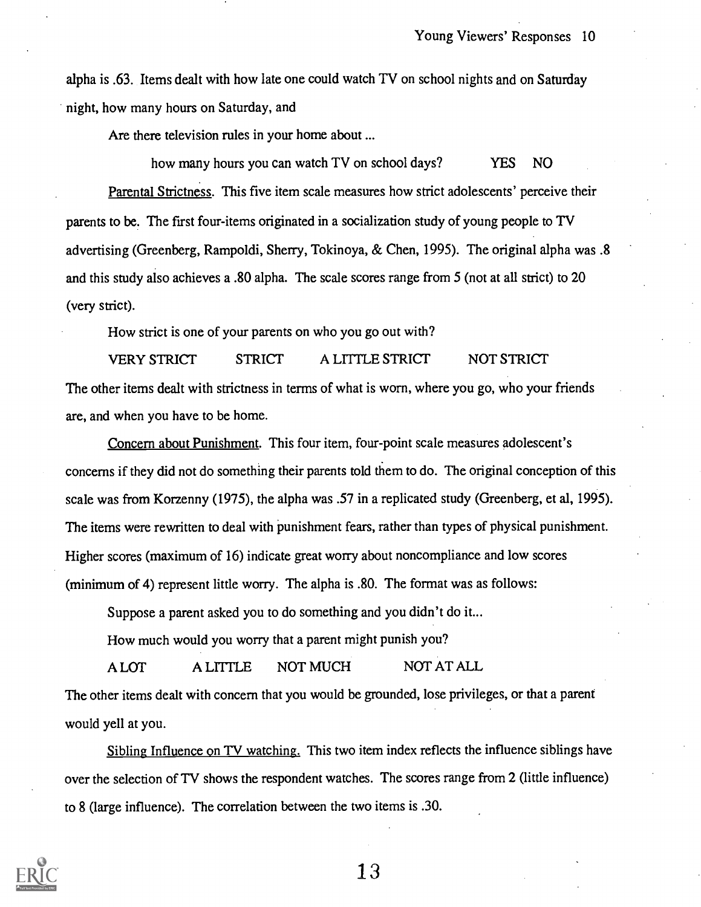alpha is .63. Items dealt with how late one could watch TV on school nights and on Saturday night, how many hours on Saturday, and

Are there television rules in your home about ...

how many hours you can watch TV on school days? YES NO

Parental Strictness. This five item scale measures how strict adolescents' perceive their parents to be. The first four-items originated in a socialization study of young people to TV advertising (Greenberg, Rampoldi, Sherry, Tokinoya, & Chen, 1995). The original alpha was .8 and this study also achieves a .80 alpha. The scale scores range from 5 (not at all strict) to 20 (very strict).

How strict is one of your parents on who you go out with?

VERY STRICT STRICT A LITTLE STRICT NOT STRICT

The other items dealt with strictness in terms of what is worn, where you go, who your friends are, and when you have to be home.

Concern about Punishment. This four item, four-point scale measures adolescent's concerns if they did not do something their parents told them to do. The original conception of this scale was from Korzenny (1975), the alpha was .57 in a replicated study (Greenberg, et al, 1995). The items were rewritten to deal with punishment fears, rather than types of physical punishment. Higher scores (maximum of 16) indicate great worry about noncompliance and low scores (minimum of 4) represent little worry. The alpha is .80. The format was as follows:

Suppose a parent asked you to do something and you didn't do it...

How much would you worry that a parent might punish you?

A LOT A LITTLE NOT MUCH NOT AT ALL

The other items dealt with concern that you would be grounded, lose privileges, or that a parent would yell at you.

Sibling Influence on TV watching. This two item index reflects the influence siblings have over the selection of TV shows the respondent watches. The scores range from 2 (little influence) to 8 (large influence). The correlation between the two items is .30.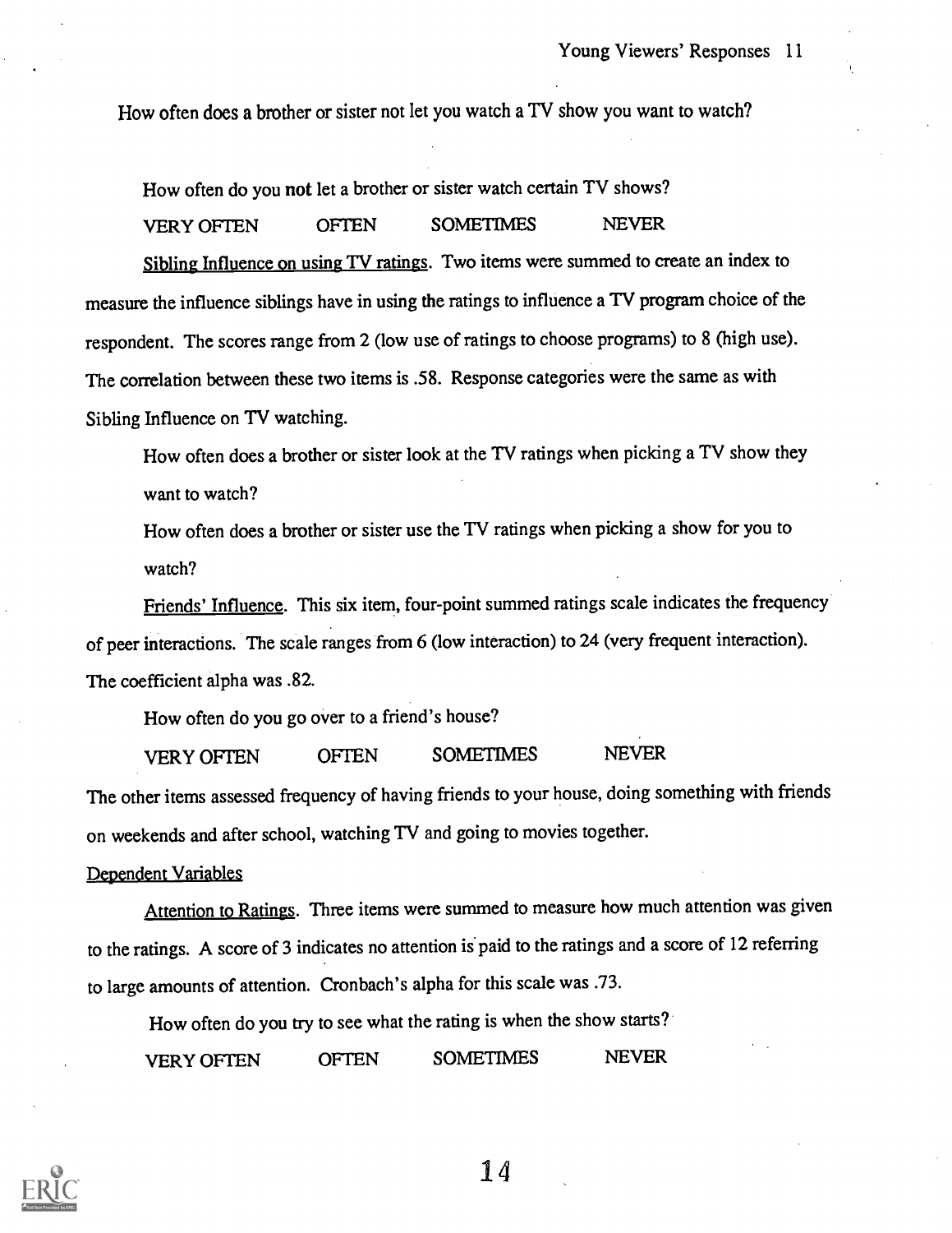How often does a brother or sister not let you watch a TV show you want to watch?

How often do you **not** let a brother or sister watch certain TV shows?

VERY OFTEN OFTEN SOMETIMES NEVER

Sibling Influence on using TV ratings. Two items were summed to create an index to measure the influence siblings have in using the ratings to influence a TV program choice of the respondent. The scores range from 2 (low use of ratings to choose programs) to 8 (high use). The correlation between these two items is .58. Response categories were the same as with Sibling Influence on TV watching.

How often does a brother or sister look at the TV ratings when picking a TV show they want to watch?

How often does a brother or sister use the TV ratings when picking a show for you to watch?

Friends' Influence. This six item, four-point summed ratings scale indicates the frequency of peer interactions. The scale ranges from 6 (low interaction) to 24 (very frequent interaction). The coefficient alpha was .82.

How often do you go over to a friend's house?

VERY OFTEN OFTEN SOMETIMES NEVER

The other items assessed frequency of having friends to your house, doing something with friends on weekends and after school, watching TV and going to movies together.

Dependent Variables

Attention to Ratings. Three items were summed to measure how much attention was given to the ratings. A score of 3 indicates no attention is paid to the ratings and a score of 12 referring to large amounts of attention. Cronbach's alpha for this scale was .73.

How often do you try to see what the rating is when the show starts?

VERY OFTEN OFTEN SOMETIMES NEVER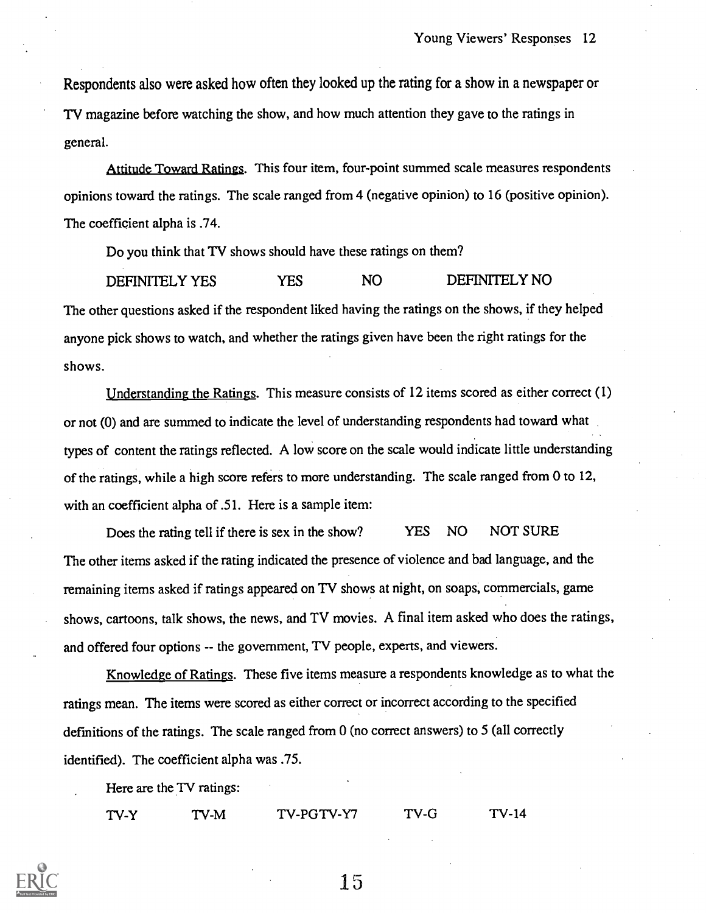Respondents also were asked how often they looked up the rating for a show in a newspaper or TV magazine before watching the show, and how much attention they gave to the ratings in general.

Attitude Toward Ratings. This four item, four-point summed scale measures respondents opinions toward the ratings. The scale ranged from 4 (negative opinion) to 16 (positive opinion). The coefficient alpha is .74.

Do you think that TV shows should have these ratings on them?

DEFINITELY YES YES NO DEFINITELY NO

The other questions asked if the respondent liked having the ratings on the shows, if they helped anyone pick shows to watch, and whether the ratings given have been the right ratings for the shows.

Understanding the Ratings. This measure consists of 12 items scored as either correct (1) or not (0) and are summed to indicate the level of understanding respondents had toward what types of content the ratings reflected. A low score on the scale would indicate little understanding of the ratings, while a high score refers to more understanding. The scale ranged from 0 to 12, with an coefficient alpha of .51. Here is a sample item:

Does the rating tell if there is sex in the show? YES NO NOT SURE

The other items asked if the rating indicated the presence of violence and bad language, and the remaining items asked if ratings appeared on TV shows at night, on soaps, commercials, game shows, cartoons, talk shows, the news, and TV movies. A final item asked who does the ratings, and offered four options -- the government, TV people, experts, and viewers.

Knowledge of Ratings. These five items measure a respondents knowledge as to what the ratings mean. The items were scored as either correct or incorrect according to the specified definitions of the ratings. The scale ranged from 0 (no correct answers) to 5 (all correctly identified). The coefficient alpha was .75.

Here are the TV ratings:

TV-Y TV-M TV-PGTV-Y7 TV-G TV-14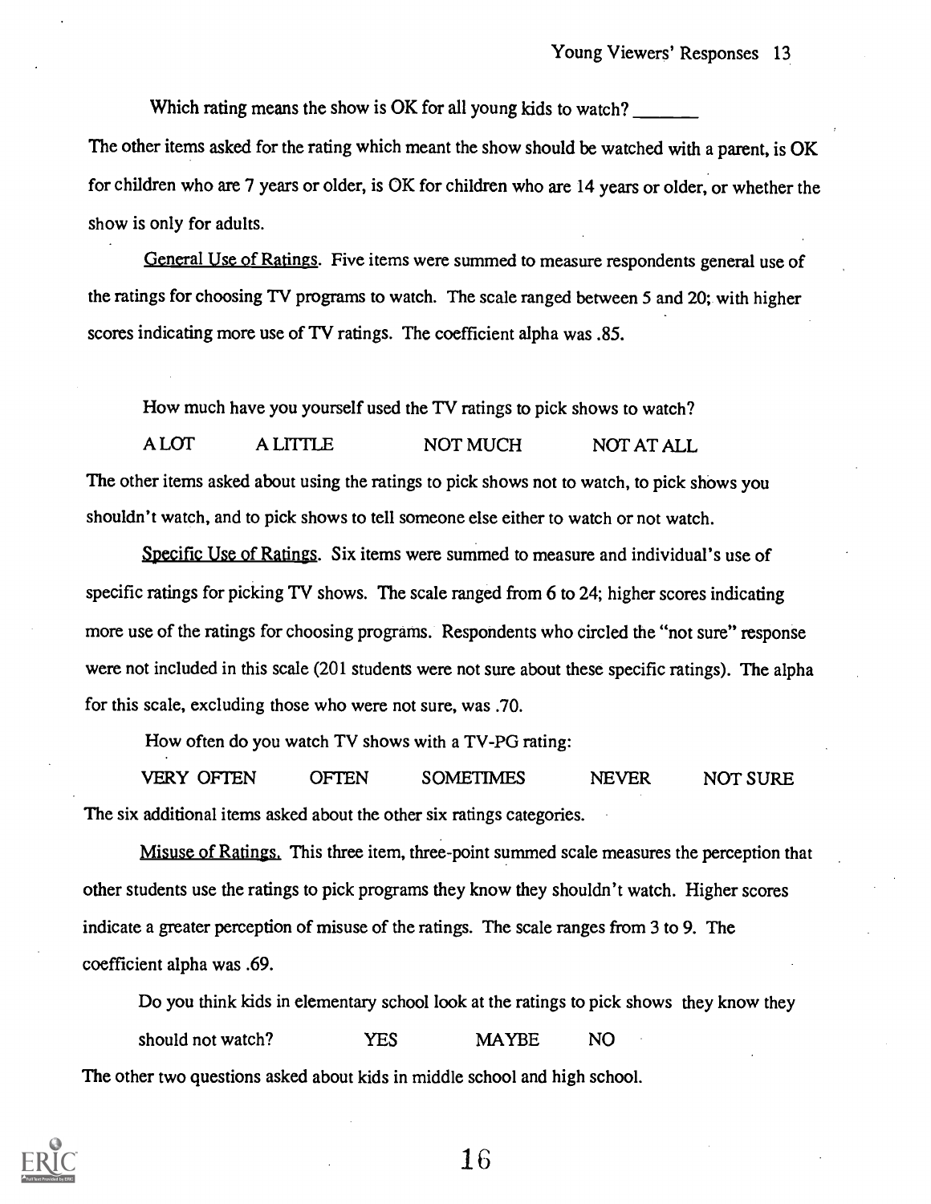Which rating means the show is OK for all young kids to watch? _______

The other items asked for the rating which meant the show should be watched with a parent, is OK for children who are 7 years or older, is OK for children who are 14 years or older, or whether the show is only for adults.

<u>General Use of Ratings</u>. Five items were summed to measure respondents general use of the ratings for choosing TV programs to watch. The scale ranged between 5 and 20; with higher scores indicating more use of TV ratings. The coefficient alpha was .85.

How much have you yourself used the TV ratings to pick shows to watch?

A LOT A LITTLE NOT MUCH NOT AT ALL

The other items asked about using the ratings to pick shows not to watch, to pick shows you shouldn't watch, and to pick shows to tell someone else either to watch or not watch.

<u>Specific Use of Ratings</u>. Six items were summed to measure and individual's use of specific ratings for picking TV shows. The scale ranged from 6 to 24; higher scores indicating more use of the ratings for choosing programs. Respondents who circled the "not sure" response were not included in this scale (201 students were not sure about these specific ratings). The alpha for this scale, excluding those who were not sure, was .70.

How often do you watch TV shows with a TV-PG rating:

VERY OFTEN OFTEN SOMETIMES NEVER NOT SURE

The six additional items asked about the other six ratings categories.

<u>Misuse of Ratings.</u> This three item, three-point summed scale measures the perception that other students use the ratings to pick programs they know they shouldn't watch. Higher scores indicate a greater perception of misuse of the ratings. The scale ranges from 3 to 9. The coefficient alpha was .69.

Do you think kids in elementary school look at the ratings to pick shows they know they should not watch? YES MAYBE NO

The other two questions asked about kids in middle school and high school.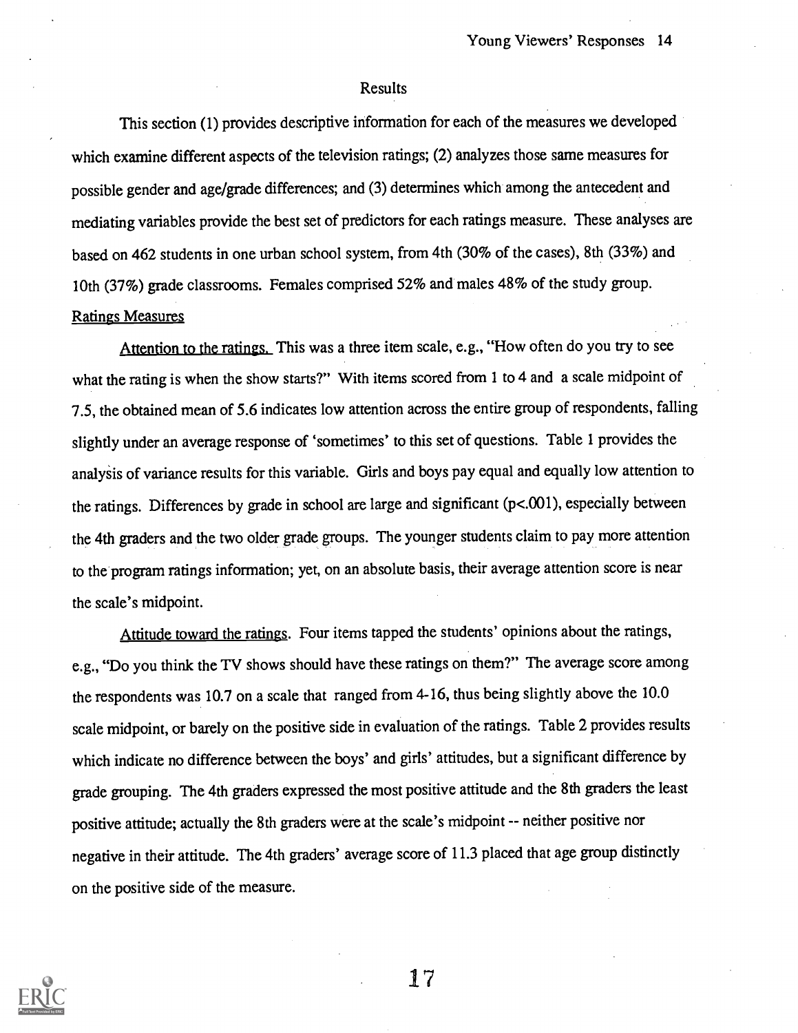# Results

This section (1) provides descriptive information for each of the measures we developed which examine different aspects of the television ratings; (2) analyzes those same measures for possible gender and age/grade differences; and (3) determines which among the antecedent and mediating variables provide the best set of predictors for each ratings measure. These analyses are based on 462 students in one urban school system, from 4th (30% of the cases), 8th (33%) and 10th (37%) grade classrooms. Females comprised 52% and males 48% of the study group.

## Ratings Measures

Attention to the ratings. This was a three item scale, e.g., "How often do you try to see what the rating is when the show starts?" With items scored from 1 to 4 and a scale midpoint of 7.5, the obtained mean of 5.6 indicates low attention across the entire group of respondents, falling slightly under an average response of 'sometimes' to this set of questions. Table 1 provides the analysis of variance results for this variable. Girls and boys pay equal and equally low attention to the ratings. Differences by grade in school are large and significant ($p<.001$), especially between the 4th graders and the two older grade groups. The younger students claim to pay more attention to the program ratings information; yet, on an absolute basis, their average attention score is near the scale's midpoint.

Attitude toward the ratings. Four items tapped the students' opinions about the ratings, e.g., "Do you think the TV shows should have these ratings on them?" The average score among the respondents was 10.7 on a scale that ranged from 4-16, thus being slightly above the 10.0 scale midpoint, or barely on the positive side in evaluation of the ratings. Table 2 provides results which indicate no difference between the boys' and girls' attitudes, but a significant difference by grade grouping. The 4th graders expressed the most positive attitude and the 8th graders the least positive attitude; actually the 8th graders were at the scale's midpoint -- neither positive nor negative in their attitude. The 4th graders' average score of 11.3 placed that age group distinctly on the positive side of the measure.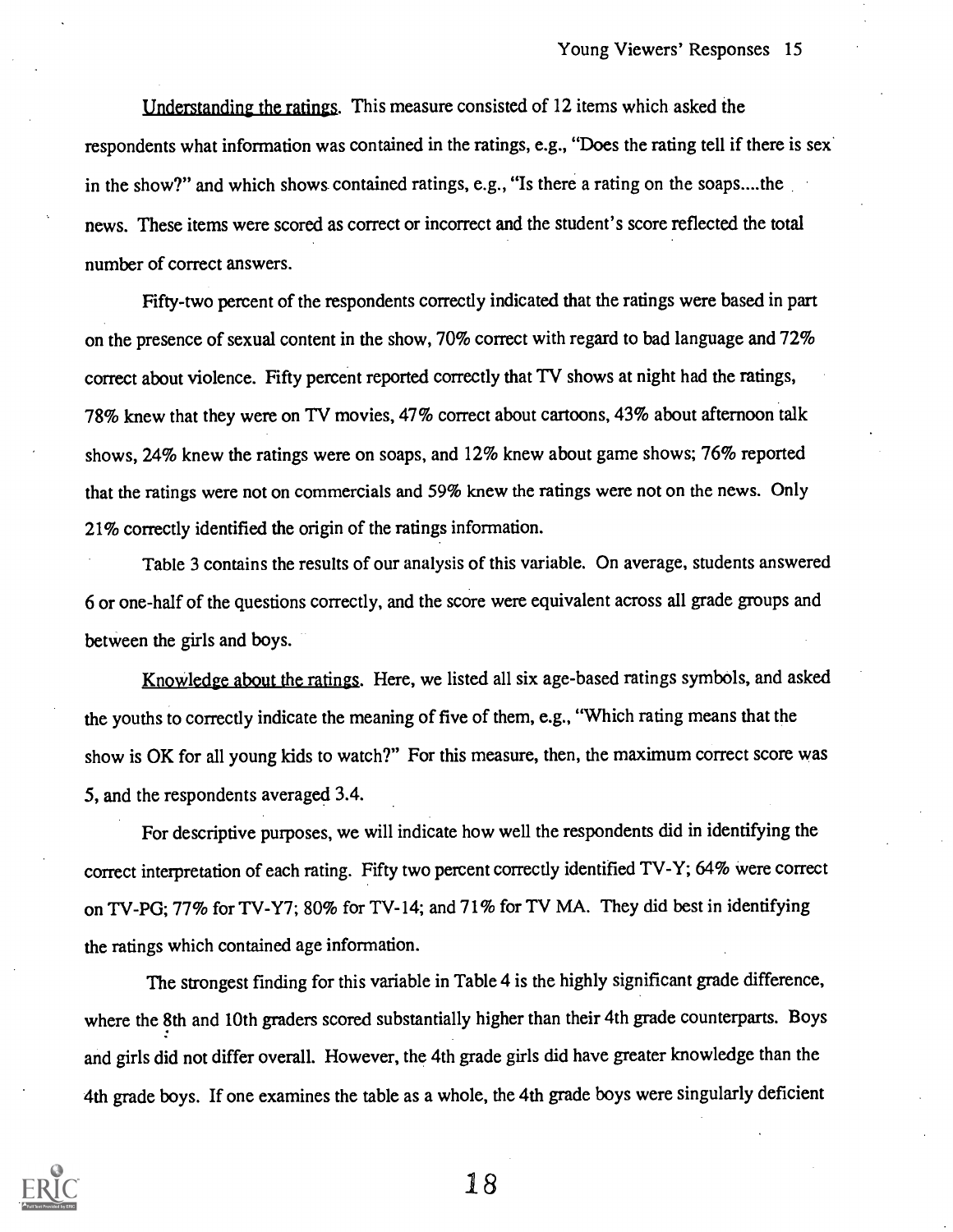Understanding the ratings. This measure consisted of 12 items which asked the respondents what information was contained in the ratings, e.g., "Does the rating tell if there is sex in the show?" and which shows contained ratings, e.g., "Is there a rating on the soaps....the news. These items were scored as correct or incorrect and the student's score reflected the total number of correct answers.

Fifty-two percent of the respondents correctly indicated that the ratings were based in part on the presence of sexual content in the show, 70% correct with regard to bad language and 72% correct about violence. Fifty percent reported correctly that TV shows at night had the ratings, 78% knew that they were on TV movies, 47% correct about cartoons, 43% about afternoon talk shows, 24% knew the ratings were on soaps, and 12% knew about game shows; 76% reported that the ratings were not on commercials and 59% knew the ratings were not on the news. Only 21% correctly identified the origin of the ratings information.

Table 3 contains the results of our analysis of this variable. On average, students answered 6 or one-half of the questions correctly, and the score were equivalent across all grade groups and between the girls and boys.

Knowledge about the ratings. Here, we listed all six age-based ratings symbols, and asked the youths to correctly indicate the meaning of five of them, e.g., "Which rating means that the show is OK for all young kids to watch?" For this measure, then, the maximum correct score was 5, and the respondents averaged 3.4.

For descriptive purposes, we will indicate how well the respondents did in identifying the correct interpretation of each rating. Fifty two percent correctly identified TV-Y; 64% were correct on TV-PG; 77% for TV-Y7; 80% for TV-14; and 71% for TV MA. They did best in identifying the ratings which contained age information.

The strongest finding for this variable in Table 4 is the highly significant grade difference, where the 8th and 10th graders scored substantially higher than their 4th grade counterparts. Boys and girls did not differ overall. However, the 4th grade girls did have greater knowledge than the 4th grade boys. If one examines the table as a whole, the 4th grade boys were singularly deficient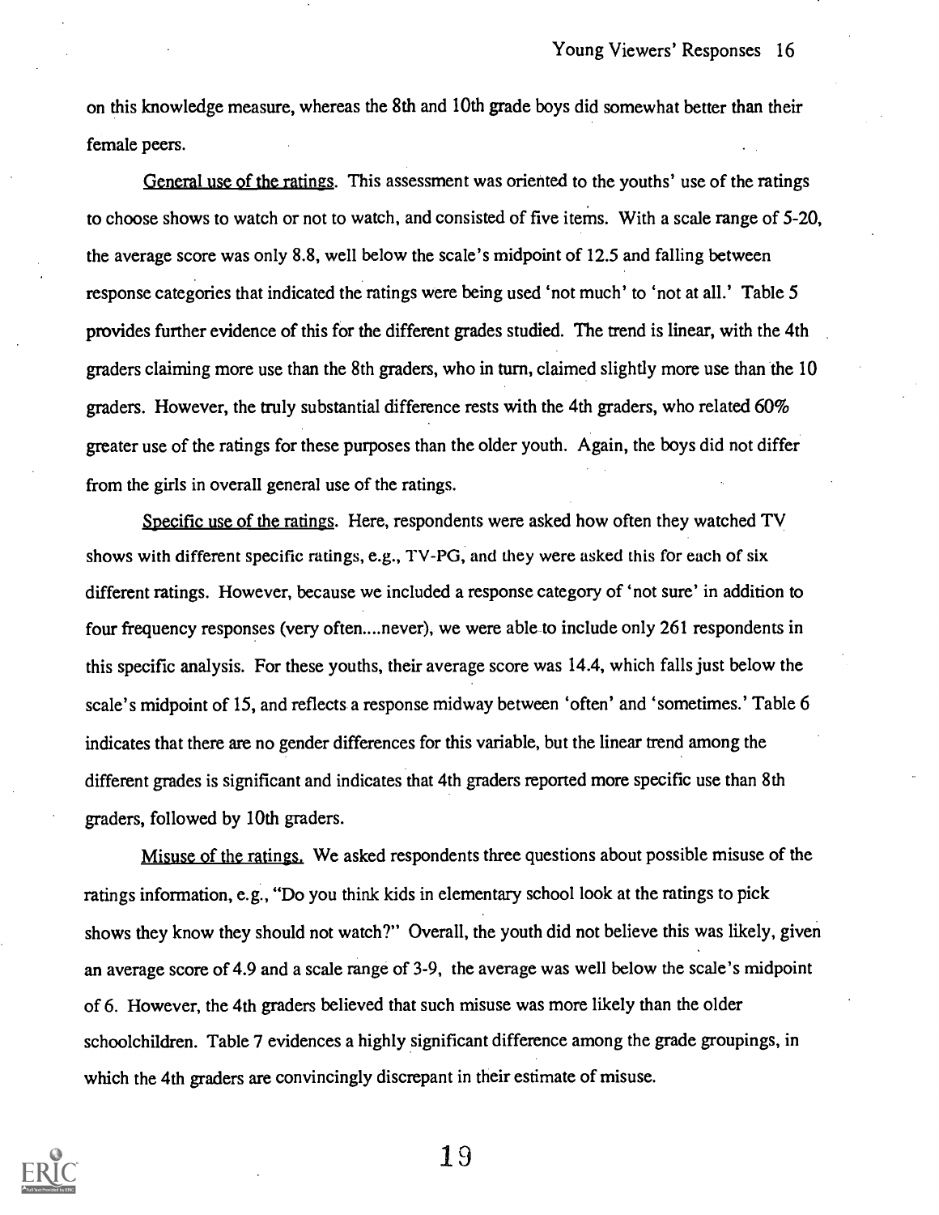on this knowledge measure, whereas the 8th and 10th grade boys did somewhat better than their female peers.

General use of the ratings. This assessment was oriented to the youths' use of the ratings to choose shows to watch or not to watch, and consisted of five items. With a scale range of 5-20, the average score was only 8.8, well below the scale's midpoint of 12.5 and falling between response categories that indicated the ratings were being used 'not much' to 'not at all.' Table 5 provides further evidence of this for the different grades studied. The trend is linear, with the 4th graders claiming more use than the 8th graders, who in turn, claimed slightly more use than the 10 graders. However, the truly substantial difference rests with the 4th graders, who related 60% greater use of the ratings for these purposes than the older youth. Again, the boys did not differ from the girls in overall general use of the ratings.

Specific use of the ratings. Here, respondents were asked how often they watched TV shows with different specific ratings, e.g., TV-PG, and they were asked this for each of six different ratings. However, because we included a response category of 'not sure' in addition to four frequency responses (very often....never), we were able to include only 261 respondents in this specific analysis. For these youths, their average score was 14.4, which falls just below the scale's midpoint of 15, and reflects a response midway between 'often' and 'sometimes.' Table 6 indicates that there are no gender differences for this variable, but the linear trend among the different grades is significant and indicates that 4th graders reported more specific use than 8th graders, followed by 10th graders.

Misuse of the ratings. We asked respondents three questions about possible misuse of the ratings information, e.g., "Do you think kids in elementary school look at the ratings to pick shows they know they should not watch?" Overall, the youth did not believe this was likely, given an average score of 4.9 and a scale range of 3-9, the average was well below the scale's midpoint of 6. However, the 4th graders believed that such misuse was more likely than the older schoolchildren. Table 7 evidences a highly significant difference among the grade groupings, in which the 4th graders are convincingly discrepant in their estimate of misuse.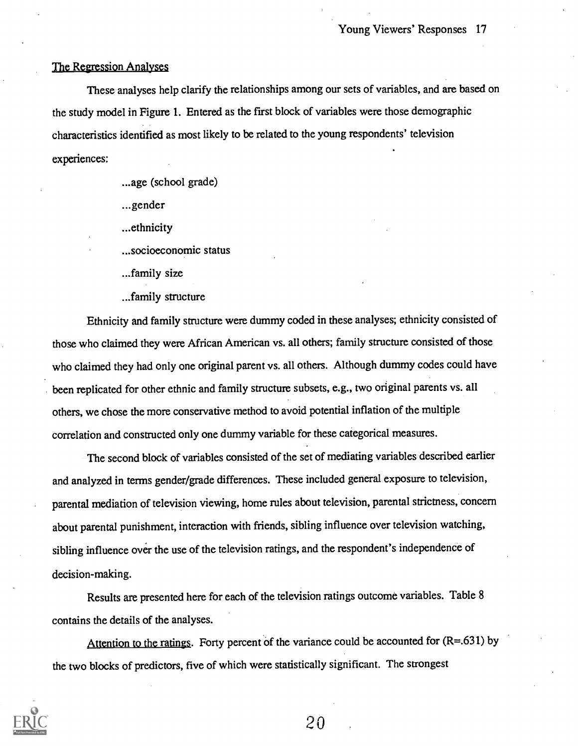## The Regression Analyses

These analyses help clarify the relationships among our sets of variables, and are based on the study model in Figure 1. Entered as the first block of variables were those demographic characteristics identified as most likely to be related to the young respondents' television experiences:

...age (school grade)

...gender

...ethnicity

...socioeconomic status

...family size

...family structure

Ethnicity and family structure were dummy coded in these analyses; ethnicity consisted of those who claimed they were African American vs. all others; family structure consisted of those who claimed they had only one original parent vs. all others. Although dummy codes could have been replicated for other ethnic and family structure subsets, e.g., two original parents vs. all others, we chose the more conservative method to avoid potential inflation of the multiple correlation and constructed only one dummy variable for these categorical measures.

The second block of variables consisted of the set of mediating variables described earlier and analyzed in terms gender/grade differences. These included general exposure to television, parental mediation of television viewing, home rules about television, parental strictness, concern about parental punishment, interaction with friends, sibling influence over television watching, sibling influence over the use of the television ratings, and the respondent's independence of decision-making.

Results are presented here for each of the television ratings outcome variables. Table 8 contains the details of the analyses.

Attention to the ratings. Forty percent of the variance could be accounted for ($R$=.631) by the two blocks of predictors, five of which were statistically significant. The strongest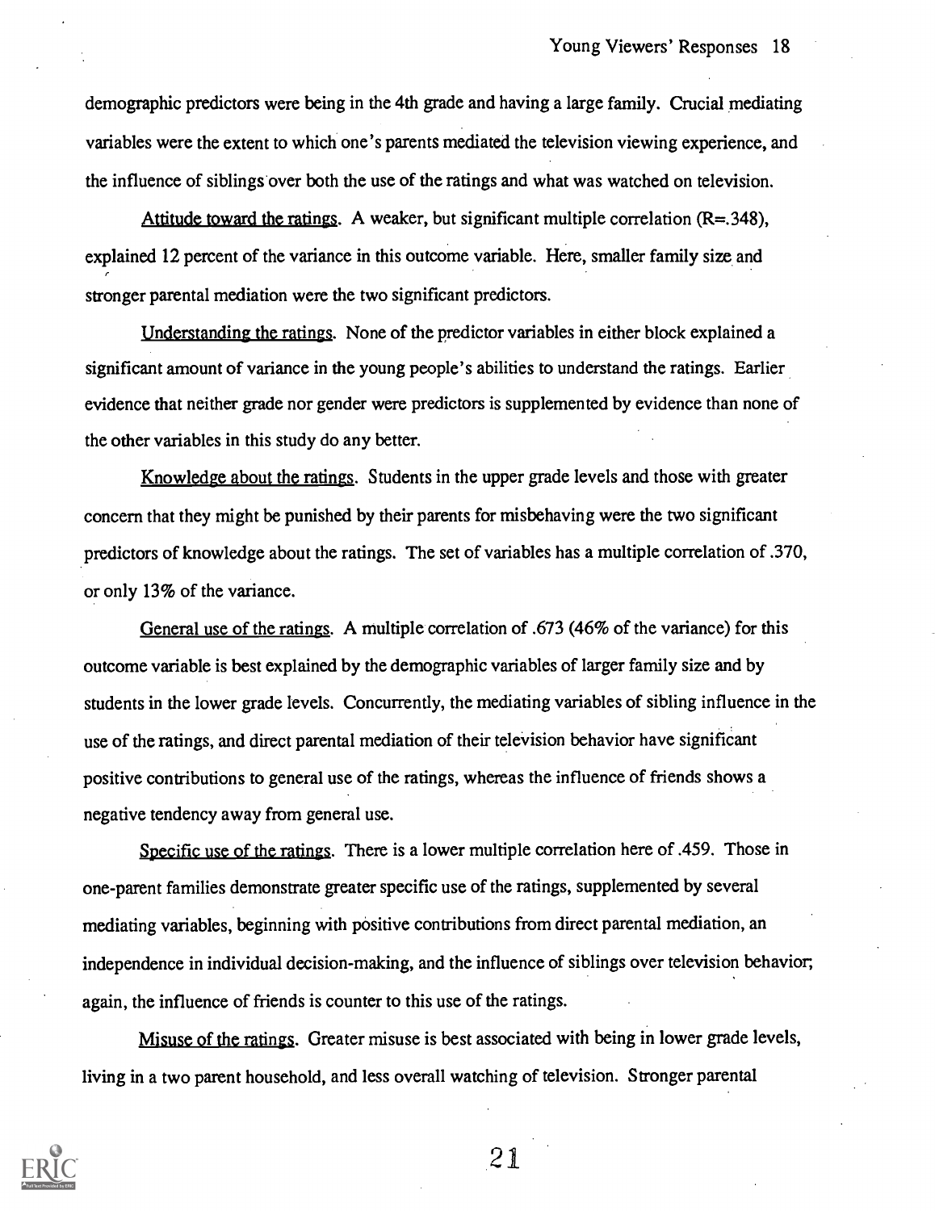demographic predictors were being in the 4th grade and having a large family. Crucial mediating variables were the extent to which one's parents mediated the television viewing experience, and the influence of siblings over both the use of the ratings and what was watched on television.

Attitude toward the ratings. A weaker, but significant multiple correlation (R=.348), explained 12 percent of the variance in this outcome variable. Here, smaller family size and stronger parental mediation were the two significant predictors.

Understanding the ratings. None of the predictor variables in either block explained a significant amount of variance in the young people's abilities to understand the ratings. Earlier evidence that neither grade nor gender were predictors is supplemented by evidence than none of the other variables in this study do any better.

Knowledge about the ratings. Students in the upper grade levels and those with greater concern that they might be punished by their parents for misbehaving were the two significant predictors of knowledge about the ratings. The set of variables has a multiple correlation of .370, or only 13% of the variance.

General use of the ratings. A multiple correlation of .673 (46% of the variance) for this outcome variable is best explained by the demographic variables of larger family size and by students in the lower grade levels. Concurrently, the mediating variables of sibling influence in the use of the ratings, and direct parental mediation of their television behavior have significant positive contributions to general use of the ratings, whereas the influence of friends shows a negative tendency away from general use.

Specific use of the ratings. There is a lower multiple correlation here of .459. Those in one-parent families demonstrate greater specific use of the ratings, supplemented by several mediating variables, beginning with positive contributions from direct parental mediation, an independence in individual decision-making, and the influence of siblings over television behavior; again, the influence of friends is counter to this use of the ratings.

Misuse of the ratings. Greater misuse is best associated with being in lower grade levels, living in a two parent household, and less overall watching of television. Stronger parental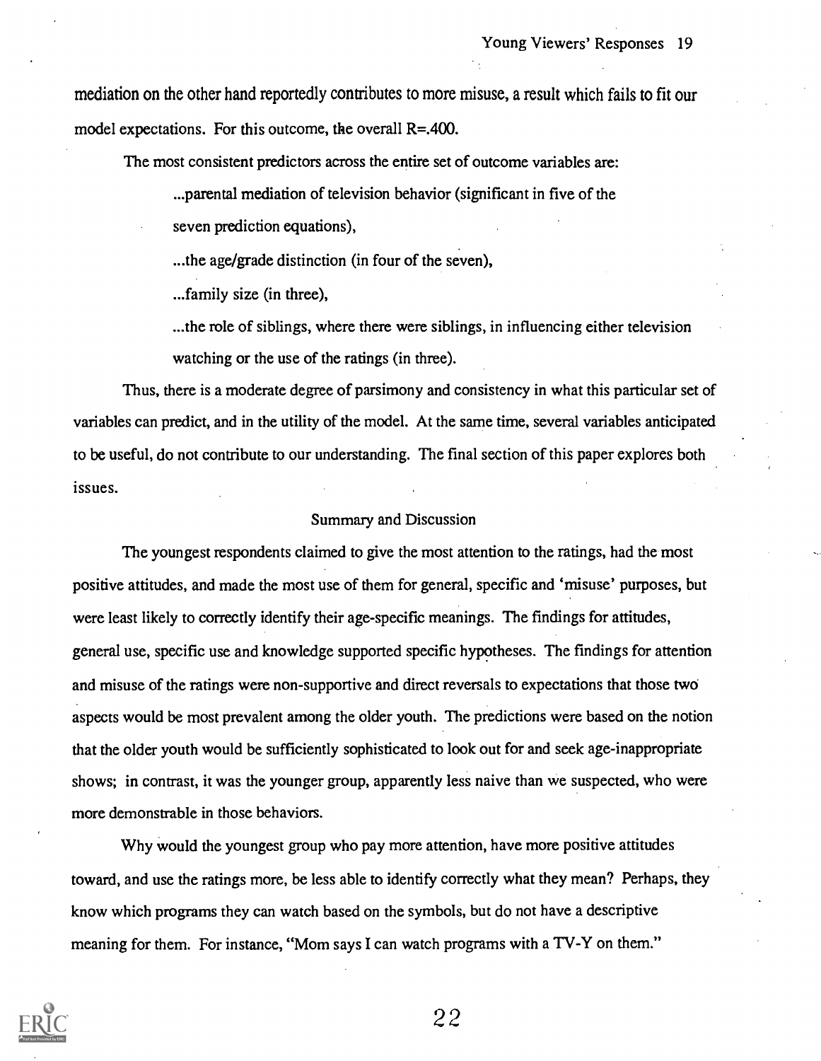mediation on the other hand reportedly contributes to more misuse, a result which fails to fit our model expectations. For this outcome, the overall R=.400.

The most consistent predictors across the entire set of outcome variables are:

> ...parental mediation of television behavior (significant in five of the seven prediction equations),
>
> ...the age/grade distinction (in four of the seven),
>
> ...family size (in three),
>
> ...the role of siblings, where there were siblings, in influencing either television watching or the use of the ratings (in three).

Thus, there is a moderate degree of parsimony and consistency in what this particular set of variables can predict, and in the utility of the model. At the same time, several variables anticipated to be useful, do not contribute to our understanding. The final section of this paper explores both issues.

## Summary and Discussion

The youngest respondents claimed to give the most attention to the ratings, had the most positive attitudes, and made the most use of them for general, specific and 'misuse' purposes, but were least likely to correctly identify their age-specific meanings. The findings for attitudes, general use, specific use and knowledge supported specific hypotheses. The findings for attention and misuse of the ratings were non-supportive and direct reversals to expectations that those two aspects would be most prevalent among the older youth. The predictions were based on the notion that the older youth would be sufficiently sophisticated to look out for and seek age-inappropriate shows; in contrast, it was the younger group, apparently less naive than we suspected, who were more demonstrable in those behaviors.

Why would the youngest group who pay more attention, have more positive attitudes toward, and use the ratings more, be less able to identify correctly what they mean? Perhaps, they know which programs they can watch based on the symbols, but do not have a descriptive meaning for them. For instance, "Mom says I can watch programs with a TV-Y on them."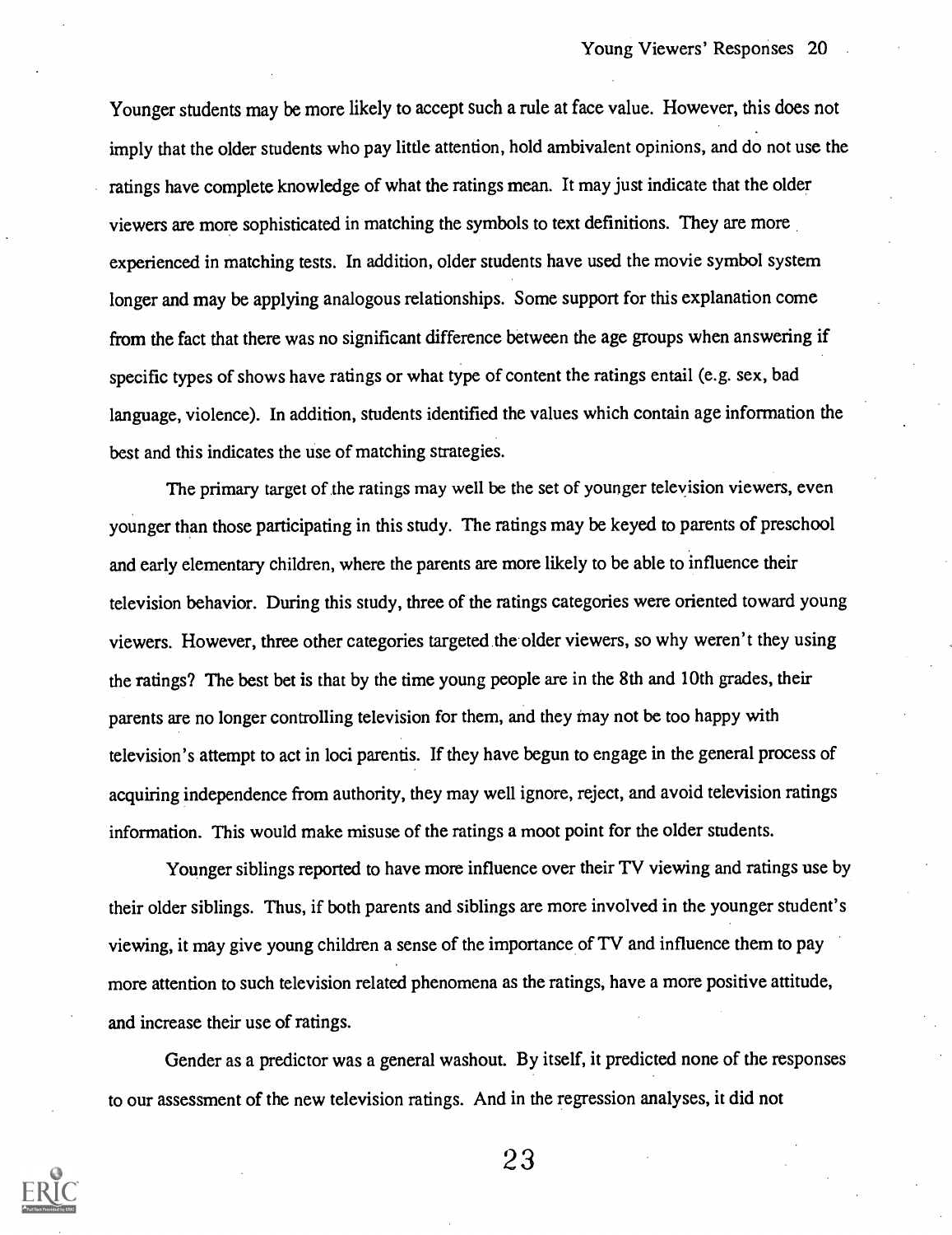Younger students may be more likely to accept such a rule at face value. However, this does not imply that the older students who pay little attention, hold ambivalent opinions, and do not use the ratings have complete knowledge of what the ratings mean. It may just indicate that the older viewers are more sophisticated in matching the symbols to text definitions. They are more experienced in matching tests. In addition, older students have used the movie symbol system longer and may be applying analogous relationships. Some support for this explanation come from the fact that there was no significant difference between the age groups when answering if specific types of shows have ratings or what type of content the ratings entail (e.g. sex, bad language, violence). In addition, students identified the values which contain age information the best and this indicates the use of matching strategies.

The primary target of the ratings may well be the set of younger television viewers, even younger than those participating in this study. The ratings may be keyed to parents of preschool and early elementary children, where the parents are more likely to be able to influence their television behavior. During this study, three of the ratings categories were oriented toward young viewers. However, three other categories targeted the older viewers, so why weren't they using the ratings? The best bet is that by the time young people are in the 8th and 10th grades, their parents are no longer controlling television for them, and they may not be too happy with television's attempt to act in loci parentis. If they have begun to engage in the general process of acquiring independence from authority, they may well ignore, reject, and avoid television ratings information. This would make misuse of the ratings a moot point for the older students.

Younger siblings reported to have more influence over their TV viewing and ratings use by their older siblings. Thus, if both parents and siblings are more involved in the younger student's viewing, it may give young children a sense of the importance of TV and influence them to pay more attention to such television related phenomena as the ratings, have a more positive attitude, and increase their use of ratings.

Gender as a predictor was a general washout. By itself, it predicted none of the responses to our assessment of the new television ratings. And in the regression analyses, it did not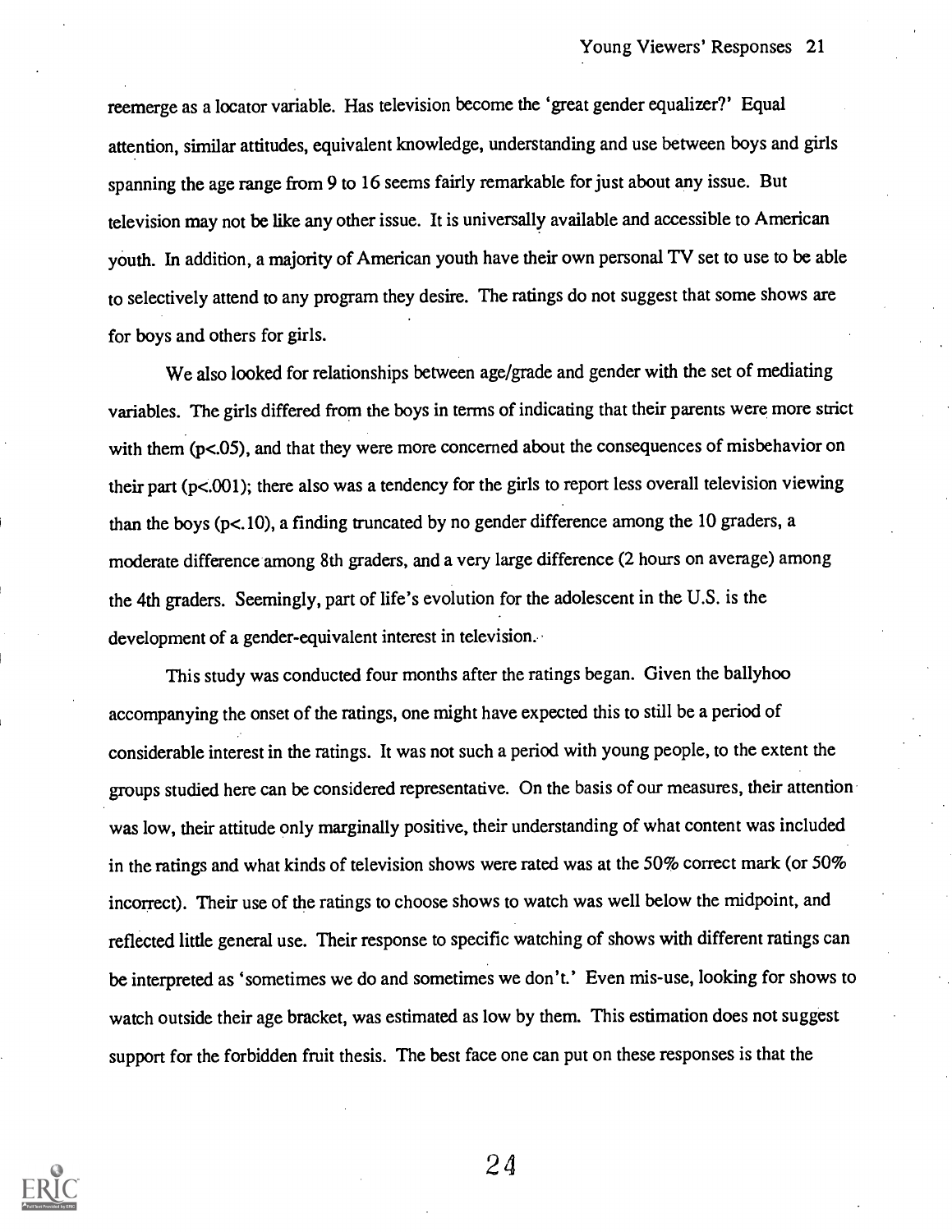reemerge as a locator variable. Has television become the 'great gender equalizer?' Equal attention, similar attitudes, equivalent knowledge, understanding and use between boys and girls spanning the age range from 9 to 16 seems fairly remarkable for just about any issue. But television may not be like any other issue. It is universally available and accessible to American youth. In addition, a majority of American youth have their own personal TV set to use to be able to selectively attend to any program they desire. The ratings do not suggest that some shows are for boys and others for girls.

We also looked for relationships between age/grade and gender with the set of mediating variables. The girls differed from the boys in terms of indicating that their parents were more strict with them ($p<.05$), and that they were more concerned about the consequences of misbehavior on their part ($p<.001$); there also was a tendency for the girls to report less overall television viewing than the boys ($p<.10$), a finding truncated by no gender difference among the 10 graders, a moderate difference among 8th graders, and a very large difference (2 hours on average) among the 4th graders. Seemingly, part of life's evolution for the adolescent in the U.S. is the development of a gender-equivalent interest in television.

This study was conducted four months after the ratings began. Given the ballyhoo accompanying the onset of the ratings, one might have expected this to still be a period of considerable interest in the ratings. It was not such a period with young people, to the extent the groups studied here can be considered representative. On the basis of our measures, their attention was low, their attitude only marginally positive, their understanding of what content was included in the ratings and what kinds of television shows were rated was at the 50% correct mark (or 50% incorrect). Their use of the ratings to choose shows to watch was well below the midpoint, and reflected little general use. Their response to specific watching of shows with different ratings can be interpreted as 'sometimes we do and sometimes we don't.' Even mis-use, looking for shows to watch outside their age bracket, was estimated as low by them. This estimation does not suggest support for the forbidden fruit thesis. The best face one can put on these responses is that the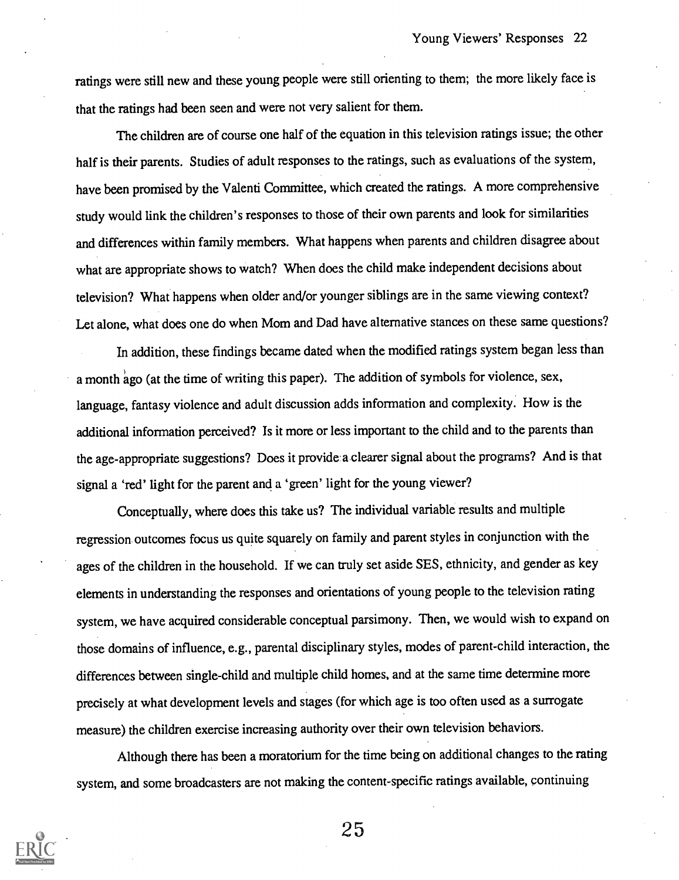ratings were still new and these young people were still orienting to them; the more likely face is that the ratings had been seen and were not very salient for them.

The children are of course one half of the equation in this television ratings issue; the other half is their parents. Studies of adult responses to the ratings, such as evaluations of the system, have been promised by the Valenti Committee, which created the ratings. A more comprehensive study would link the children's responses to those of their own parents and look for similarities and differences within family members. What happens when parents and children disagree about what are appropriate shows to watch? When does the child make independent decisions about television? What happens when older and/or younger siblings are in the same viewing context? Let alone, what does one do when Mom and Dad have alternative stances on these same questions?

In addition, these findings became dated when the modified ratings system began less than a month ago (at the time of writing this paper). The addition of symbols for violence, sex, language, fantasy violence and adult discussion adds information and complexity. How is the additional information perceived? Is it more or less important to the child and to the parents than the age-appropriate suggestions? Does it provide a clearer signal about the programs? And is that signal a 'red' light for the parent and a 'green' light for the young viewer?

Conceptually, where does this take us? The individual variable results and multiple regression outcomes focus us quite squarely on family and parent styles in conjunction with the ages of the children in the household. If we can truly set aside SES, ethnicity, and gender as key elements in understanding the responses and orientations of young people to the television rating system, we have acquired considerable conceptual parsimony. Then, we would wish to expand on those domains of influence, e.g., parental disciplinary styles, modes of parent-child interaction, the differences between single-child and multiple child homes, and at the same time determine more precisely at what development levels and stages (for which age is too often used as a surrogate measure) the children exercise increasing authority over their own television behaviors.

Although there has been a moratorium for the time being on additional changes to the rating system, and some broadcasters are not making the content-specific ratings available, continuing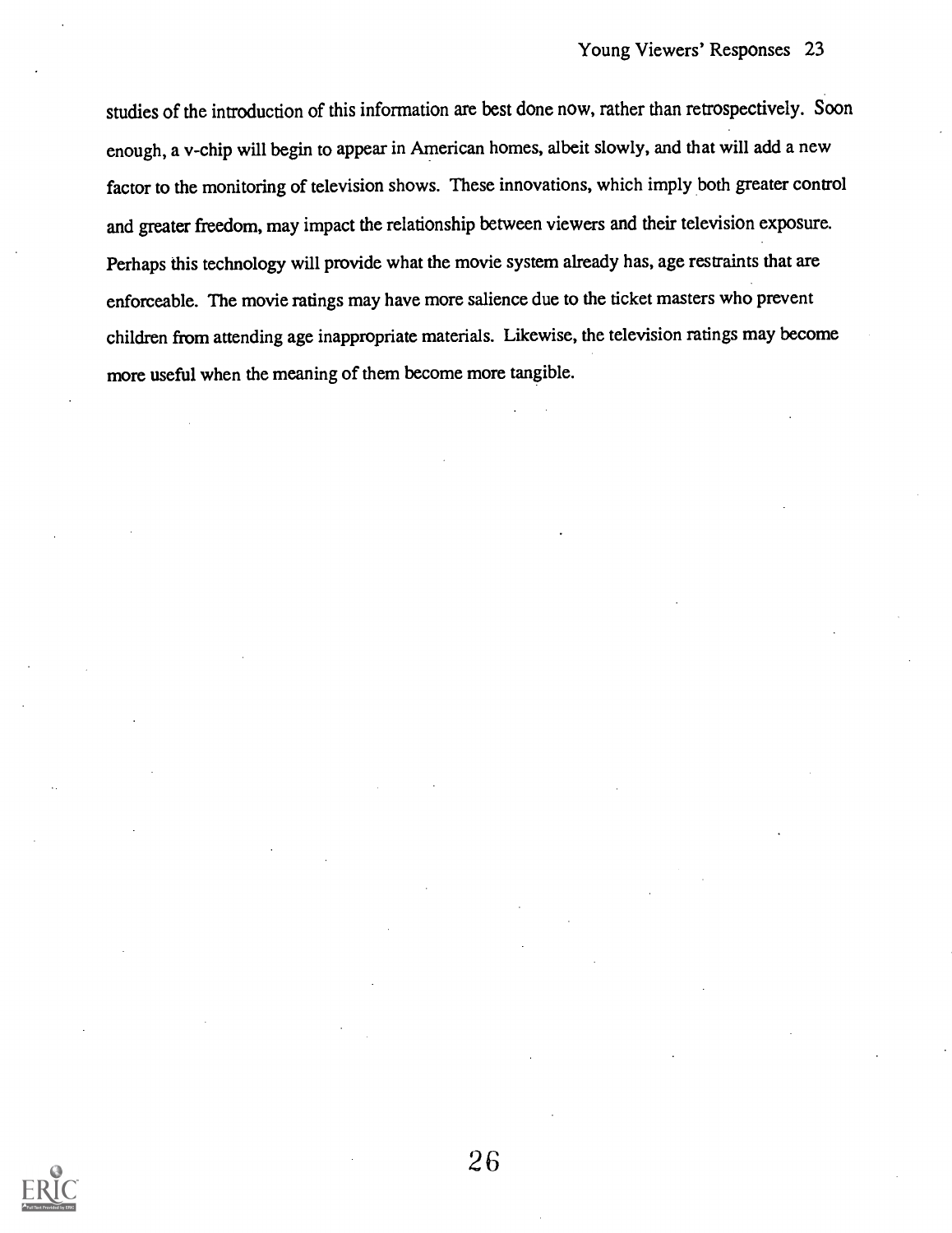studies of the introduction of this information are best done now, rather than retrospectively. Soon enough, a v-chip will begin to appear in American homes, albeit slowly, and that will add a new factor to the monitoring of television shows. These innovations, which imply both greater control and greater freedom, may impact the relationship between viewers and their television exposure. Perhaps this technology will provide what the movie system already has, age restraints that are enforceable. The movie ratings may have more salience due to the ticket masters who prevent children from attending age inappropriate materials. Likewise, the television ratings may become more useful when the meaning of them become more tangible.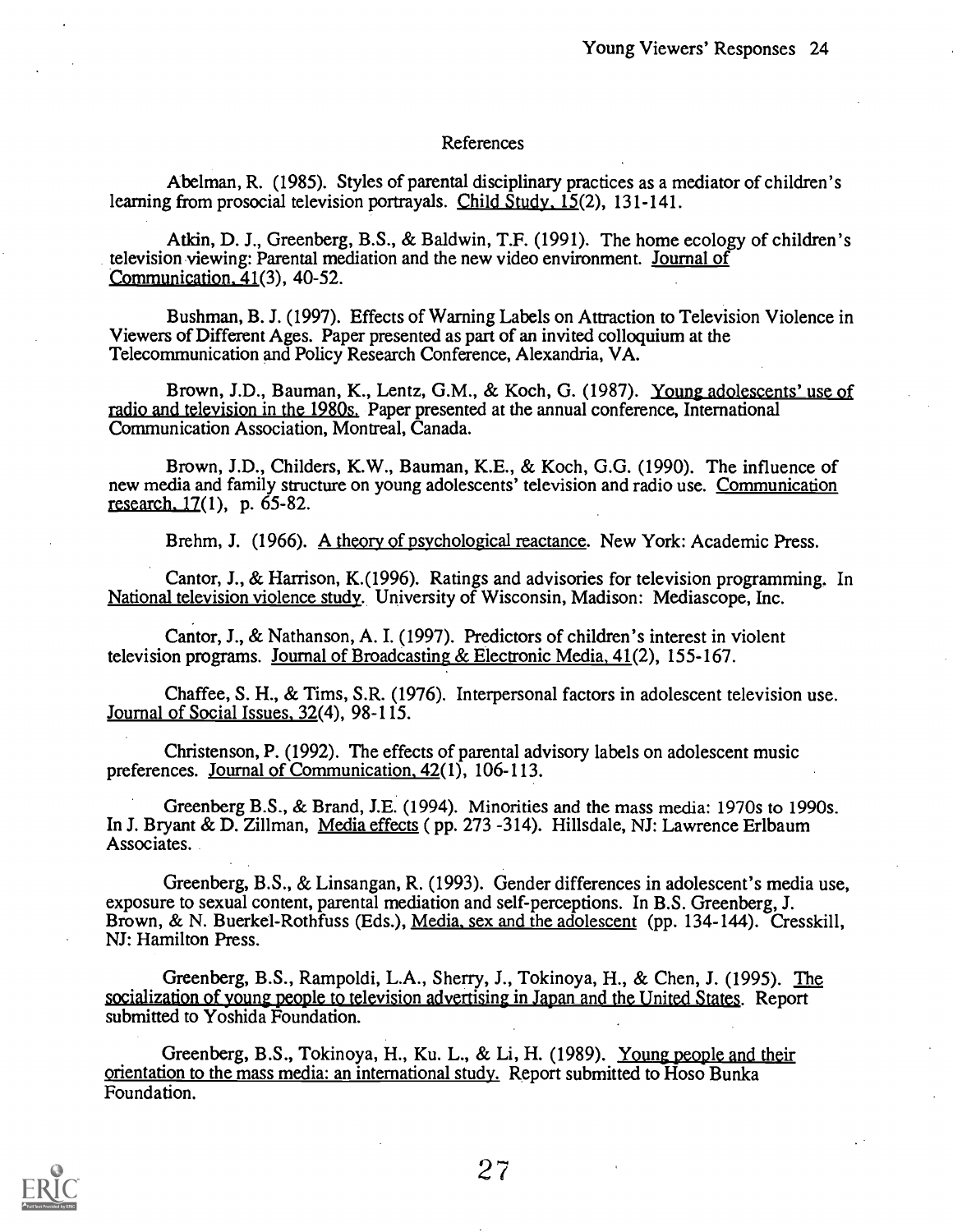## References

Abelman, R. (1985). Styles of parental disciplinary practices as a mediator of children's learning from prosocial television portrayals. Child Study, 15(2), 131-141.

Atkin, D. J., Greenberg, B.S., & Baldwin, T.F. (1991). The home ecology of children's television viewing: Parental mediation and the new video environment. Journal of Communication, 41(3), 40-52.

Bushman, B. J. (1997). Effects of Warning Labels on Attraction to Television Violence in Viewers of Different Ages. Paper presented as part of an invited colloquium at the Telecommunication and Policy Research Conference, Alexandria, VA.

Brown, J.D., Bauman, K., Lentz, G.M., & Koch, G. (1987). Young adolescents' use of radio and television in the 1980s. Paper presented at the annual conference, International Communication Association, Montreal, Canada.

Brown, J.D., Childers, K.W., Bauman, K.E., & Koch, G.G. (1990). The influence of new media and family structure on young adolescents' television and radio use. Communication research, 17(1), p. 65-82.

Brehm, J. (1966). A theory of psychological reactance. New York: Academic Press.

Cantor, J., & Harrison, K.(1996). Ratings and advisories for television programming. In National television violence study. University of Wisconsin, Madison: Mediascope, Inc.

Cantor, J., & Nathanson, A. I. (1997). Predictors of children's interest in violent television programs. Journal of Broadcasting & Electronic Media, 41(2), 155-167.

Chaffee, S. H., & Tims, S.R. (1976). Interpersonal factors in adolescent television use. Journal of Social Issues, 32(4), 98-115.

Christenson, P. (1992). The effects of parental advisory labels on adolescent music preferences. Journal of Communication, 42(1), 106-113.

Greenberg B.S., & Brand, J.E. (1994). Minorities and the mass media: 1970s to 1990s. In J. Bryant & D. Zillman, Media effects ( pp. 273 -314). Hillsdale, NJ: Lawrence Erlbaum Associates.

Greenberg, B.S., & Linsangan, R. (1993). Gender differences in adolescent's media use, exposure to sexual content, parental mediation and self-perceptions. In B.S. Greenberg, J. Brown, & N. Buerkel-Rothfuss (Eds.), Media, sex and the adolescent (pp. 134-144). Cresskill, NJ: Hamilton Press.

Greenberg, B.S., Rampoldi, L.A., Sherry, J., Tokinoya, H., & Chen, J. (1995). The socialization of young people to television advertising in Japan and the United States. Report submitted to Yoshida Foundation.

Greenberg, B.S., Tokinoya, H., Ku. L., & Li, H. (1989). Young people and their orientation to the mass media: an international study. Report submitted to Hoso Bunka Foundation.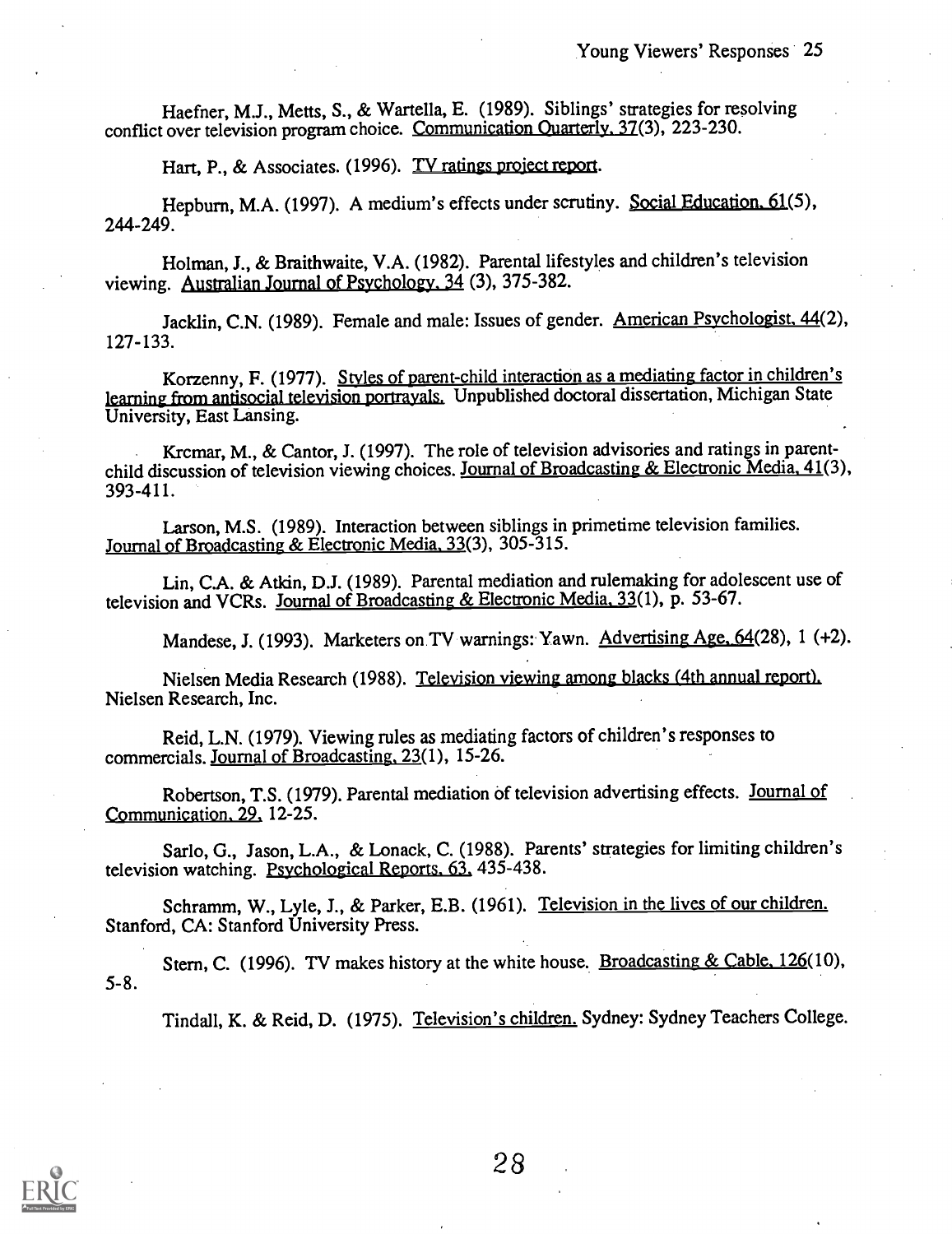Haefner, M.J., Metts, S., & Wartella, E. (1989). Siblings' strategies for resolving conflict over television program choice. Communication Quarterly, 37(3), 223-230.

Hart, P., & Associates. (1996). TV ratings project report.

Hepburn, M.A. (1997). A medium's effects under scrutiny. Social Education, 61(5), 244-249.

Holman, J., & Braithwaite, V.A. (1982). Parental lifestyles and children's television viewing. Australian Journal of Psychology, 34 (3), 375-382.

Jacklin, C.N. (1989). Female and male: Issues of gender. American Psychologist, 44(2), 127-133.

Korzenny, F. (1977). Styles of parent-child interaction as a mediating factor in children's learning from antisocial television portrayals. Unpublished doctoral dissertation, Michigan State University, East Lansing.

Krcmar, M., & Cantor, J. (1997). The role of television advisories and ratings in parent-child discussion of television viewing choices. Journal of Broadcasting & Electronic Media, 41(3), 393-411.

Larson, M.S. (1989). Interaction between siblings in primetime television families. Journal of Broadcasting & Electronic Media, 33(3), 305-315.

Lin, C.A. & Atkin, D.J. (1989). Parental mediation and rulemaking for adolescent use of television and VCRs. Journal of Broadcasting & Electronic Media, 33(1), p. 53-67.

Mandese, J. (1993). Marketers on TV warnings: Yawn. Advertising Age, 64(28), 1 (+2).

Nielsen Media Research (1988). Television viewing among blacks (4th annual report). Nielsen Research, Inc.

Reid, L.N. (1979). Viewing rules as mediating factors of children's responses to commercials. Journal of Broadcasting, 23(1), 15-26.

Robertson, T.S. (1979). Parental mediation of television advertising effects. Journal of Communication, 29, 12-25.

Sarlo, G., Jason, L.A., & Lonack, C. (1988). Parents' strategies for limiting children's television watching. Psychological Reports, 63, 435-438.

Schramm, W., Lyle, J., & Parker, E.B. (1961). Television in the lives of our children. Stanford, CA: Stanford University Press.

Stern, C. (1996). TV makes history at the white house. Broadcasting & Cable, 126(10), 5-8.

Tindall, K. & Reid, D. (1975). Television's children. Sydney: Sydney Teachers College.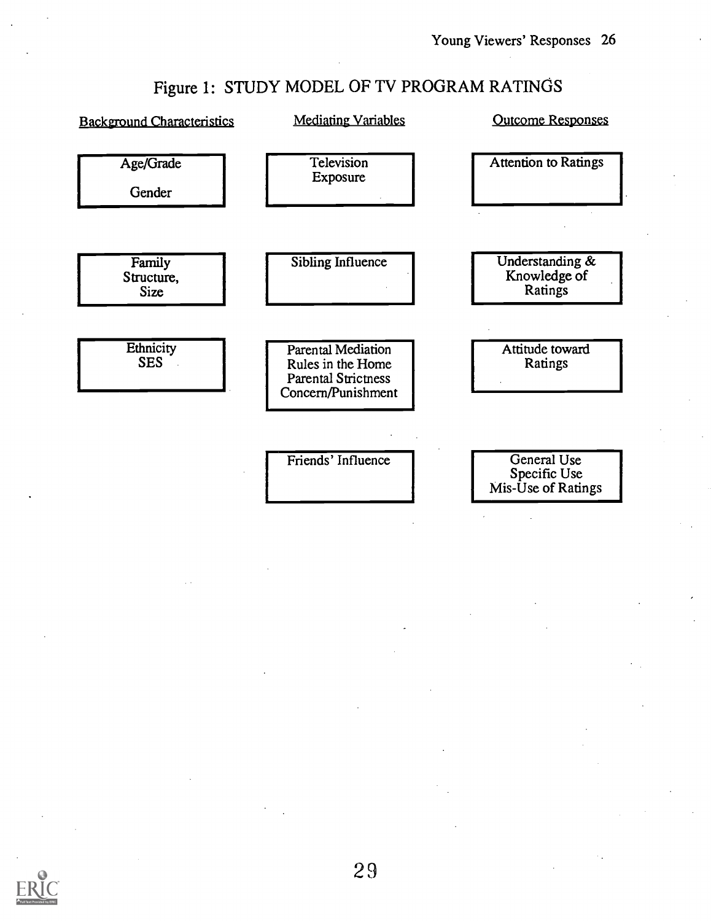# Figure 1: STUDY MODEL OF TV PROGRAM RATINGS

| Background Characteristics | Mediating Variables | Outcome Responses |
| --- | --- | --- |
| Age/Grade<br>Gender | Television Exposure | Attention to Ratings |
| Family Structure, Size | Sibling Influence | Understanding & Knowledge of Ratings |
| Ethnicity<br>SES | Parental Mediation<br>Rules in the Home<br>Parental Strictness<br>Concern/Punishment | Attitude toward Ratings |
| | Friends' Influence | General Use<br>Specific Use<br>Mis-Use of Ratings |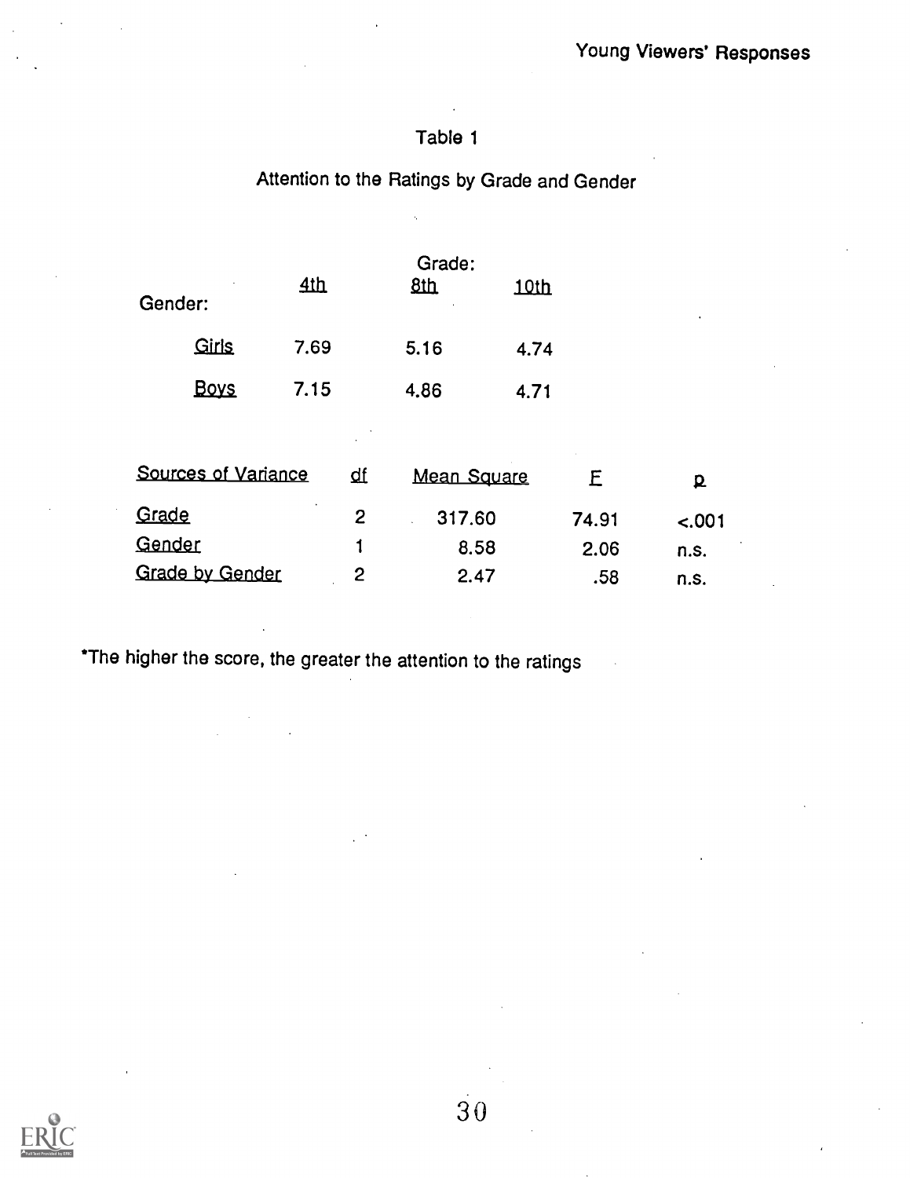Table 1

Attention to the Ratings by Grade and Gender

| Gender: | Grade: 4th | 8th | 10th |
|---|---|---|---|
| Girls | 7.69 | 5.16 | 4.74 |
| Boys | 7.15 | 4.86 | 4.71 |

| Sources of Variance | df | Mean Square | F | p |
|---|---|---|---|---|
| Grade | 2 | 317.60 | 74.91 | <.001 |
| Gender | 1 | 8.58 | 2.06 | n.s. |
| Grade by Gender | 2 | 2.47 | .58 | n.s. |

*The higher the score, the greater the attention to the ratings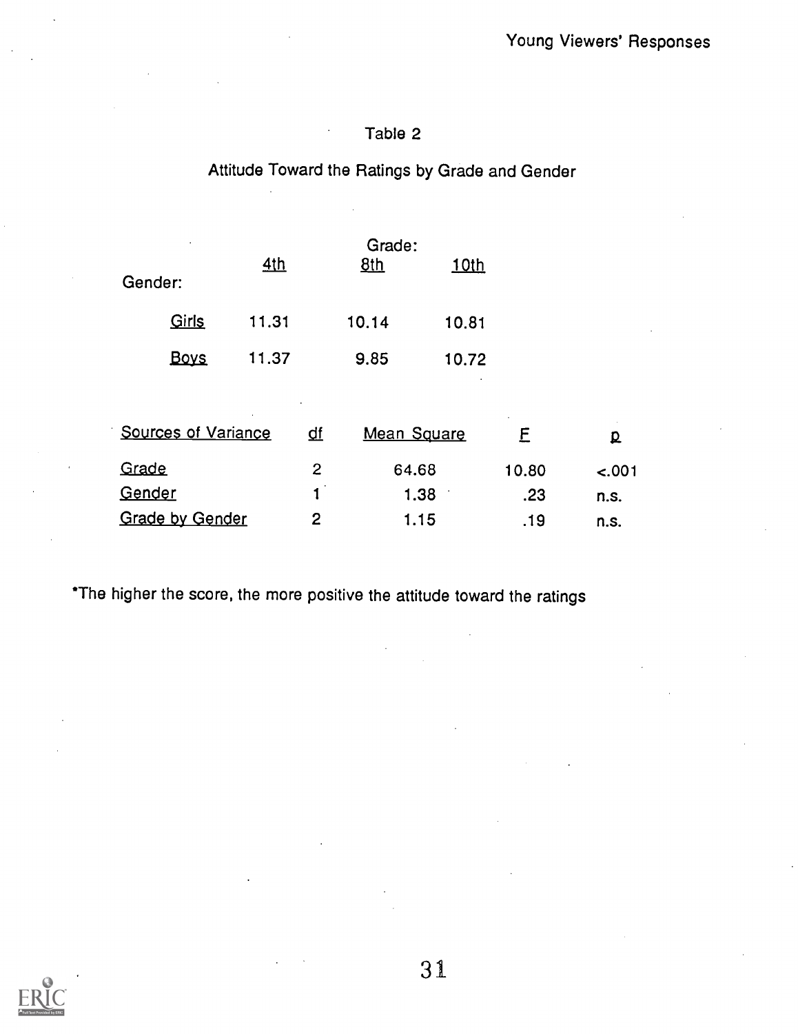Table 2

Attitude Toward the Ratings by Grade and Gender

| Gender: | Grade: 4th | 8th | 10th |
|---|---|---|---|
| Girls | 11.31 | 10.14 | 10.81 |
| Boys | 11.37 | 9.85 | 10.72 |

| Sources of Variance | df | Mean Square | F | p |
|---|---|---|---|---|
| Grade | 2 | 64.68 | 10.80 | <.001 |
| Gender | 1 | 1.38 | .23 | n.s. |
| Grade by Gender | 2 | 1.15 | .19 | n.s. |

*The higher the score, the more positive the attitude toward the ratings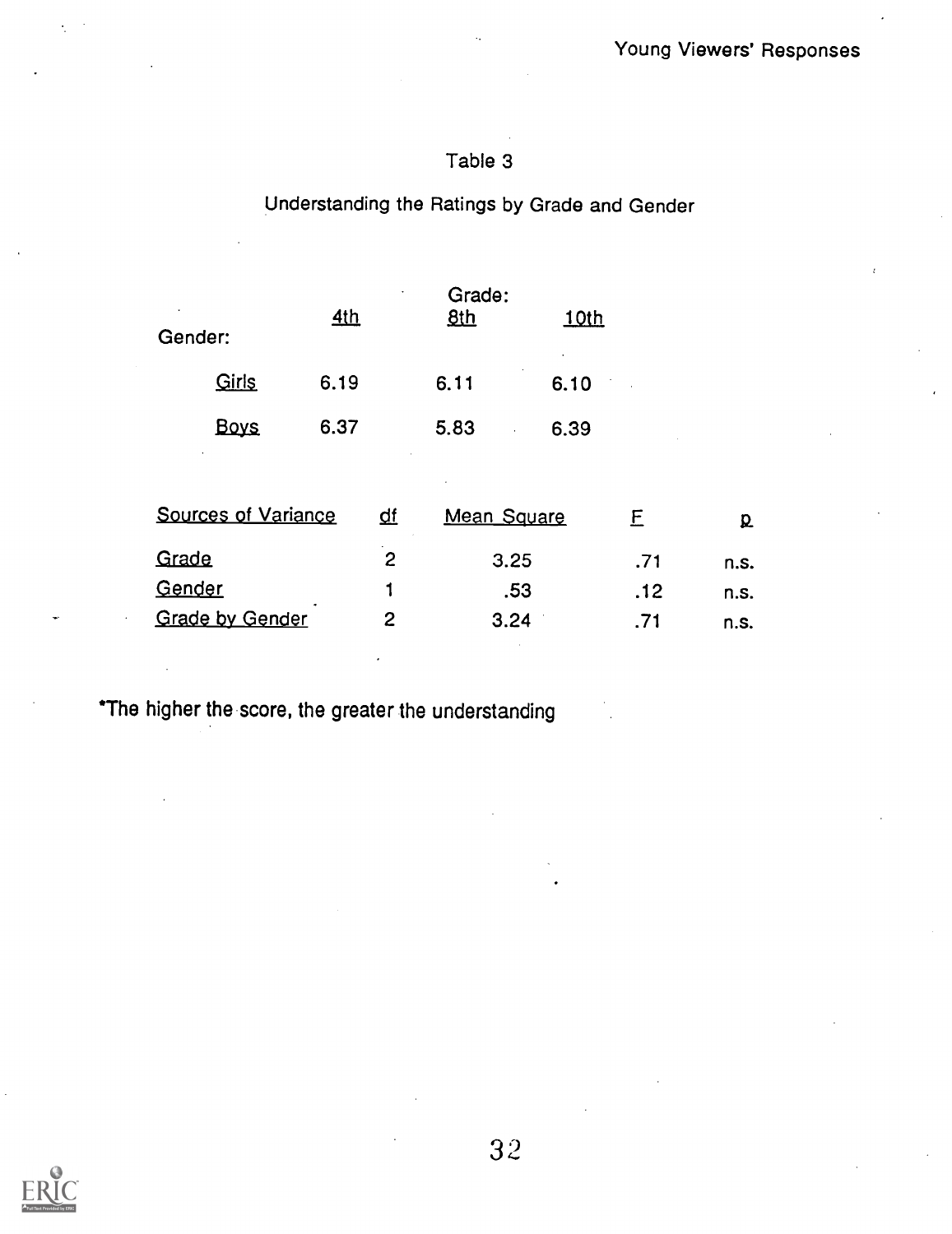Table 3

Understanding the Ratings by Grade and Gender

| Gender: | Grade: 4th | 8th | 10th |
|---|---|---|---|
| Girls | 6.19 | 6.11 | 6.10 |
| Boys | 6.37 | 5.83 | 6.39 |

| Sources of Variance | df | Mean Square | F | p |
|---|---|---|---|---|
| Grade | 2 | 3.25 | .71 | n.s. |
| Gender | 1 | .53 | .12 | n.s. |
| Grade by Gender | 2 | 3.24 | .71 | n.s. |

*The higher the score, the greater the understanding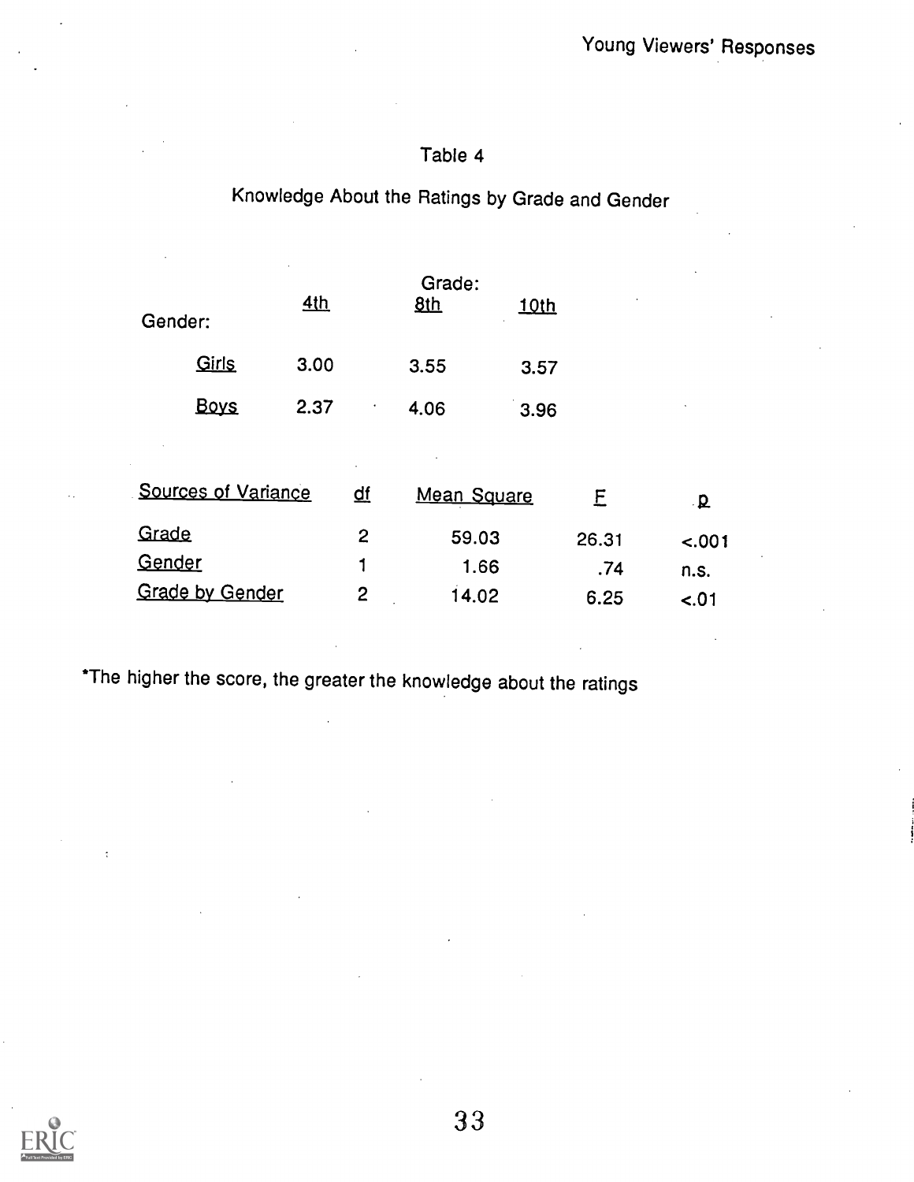Table 4

Knowledge About the Ratings by Grade and Gender

| Gender: | Grade: 4th | 8th | 10th |
|---|---|---|---|
| Girls | 3.00 | 3.55 | 3.57 |
| Boys | 2.37 | 4.06 | 3.96 |

| Sources of Variance | df | Mean Square | F | p |
|---|---|---|---|---|
| Grade | 2 | 59.03 | 26.31 | <.001 |
| Gender | 1 | 1.66 | .74 | n.s. |
| Grade by Gender | 2 | 14.02 | 6.25 | <.01 |

*The higher the score, the greater the knowledge about the ratings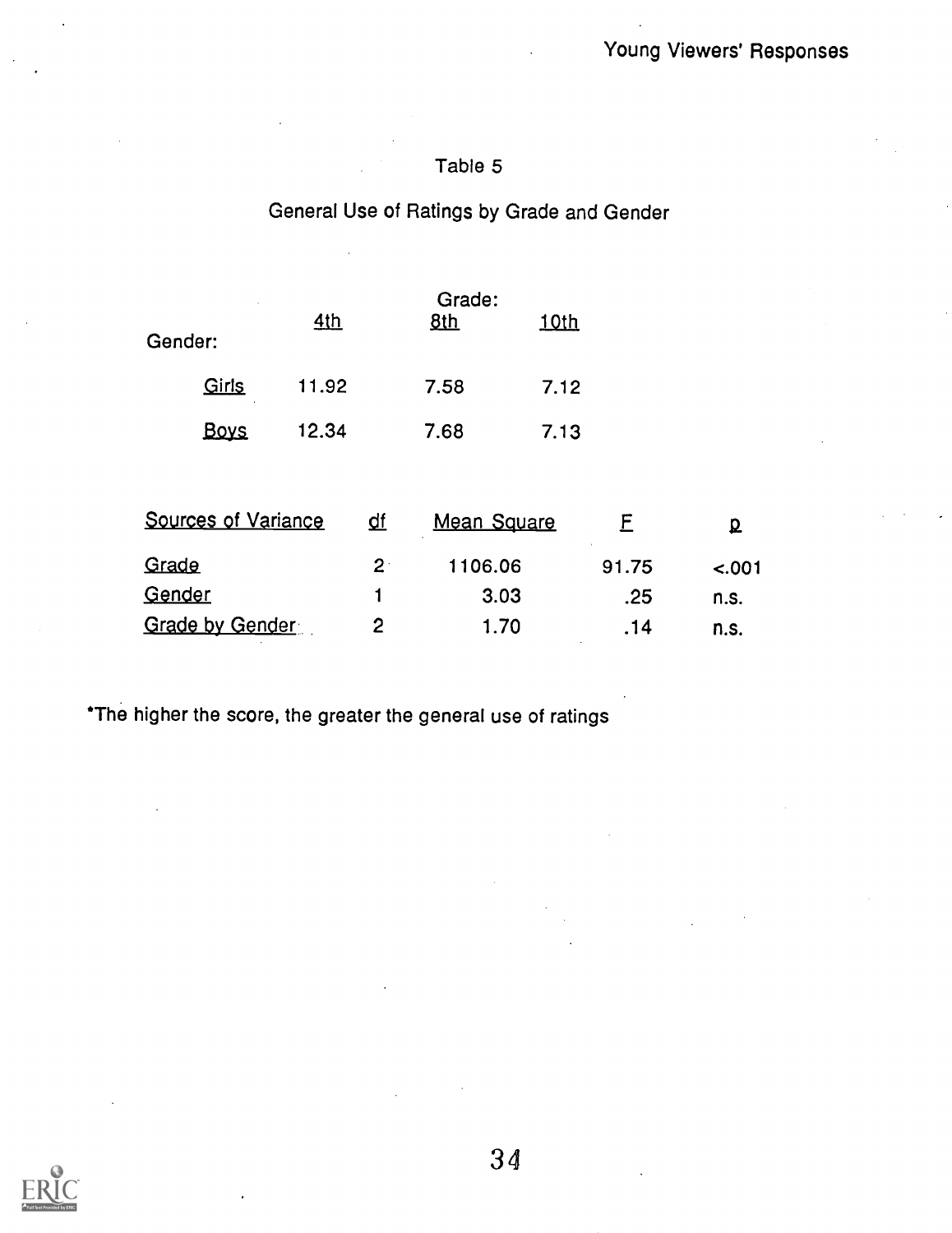Table 5

General Use of Ratings by Grade and Gender

| Gender: | Grade: 4th | 8th | 10th |
|---|---|---|---|
| Girls | 11.92 | 7.58 | 7.12 |
| Boys | 12.34 | 7.68 | 7.13 |

| Sources of Variance | df | Mean Square | F | p |
|---|---|---|---|---|
| Grade | 2 | 1106.06 | 91.75 | <.001 |
| Gender | 1 | 3.03 | .25 | n.s. |
| Grade by Gender | 2 | 1.70 | .14 | n.s. |

*The higher the score, the greater the general use of ratings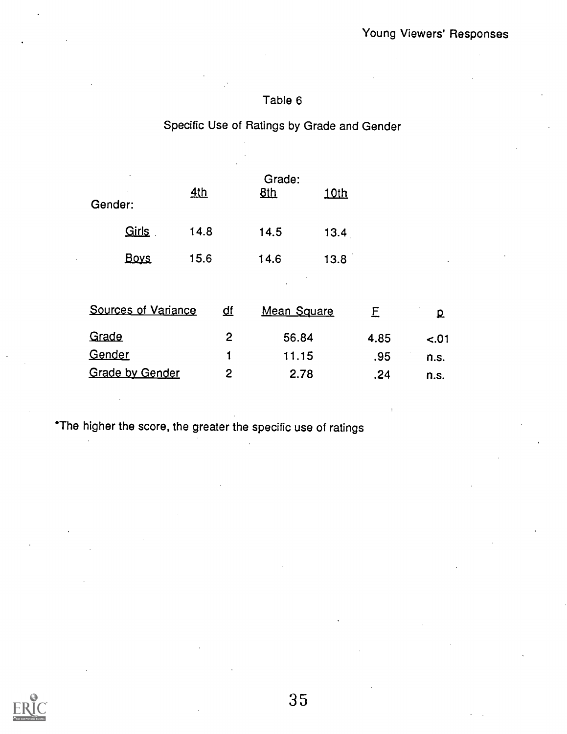Table 6

Specific Use of Ratings by Grade and Gender

| Gender: | Grade: 4th | 8th | 10th |
|---|---|---|---|
| Girls | 14.8 | 14.5 | 13.4 |
| Boys | 15.6 | 14.6 | 13.8 |

| Sources of Variance | df | Mean Square | F | p |
|---|---|---|---|---|
| Grade | 2 | 56.84 | 4.85 | <.01 |
| Gender | 1 | 11.15 | .95 | n.s. |
| Grade by Gender | 2 | 2.78 | .24 | n.s. |

*The higher the score, the greater the specific use of ratings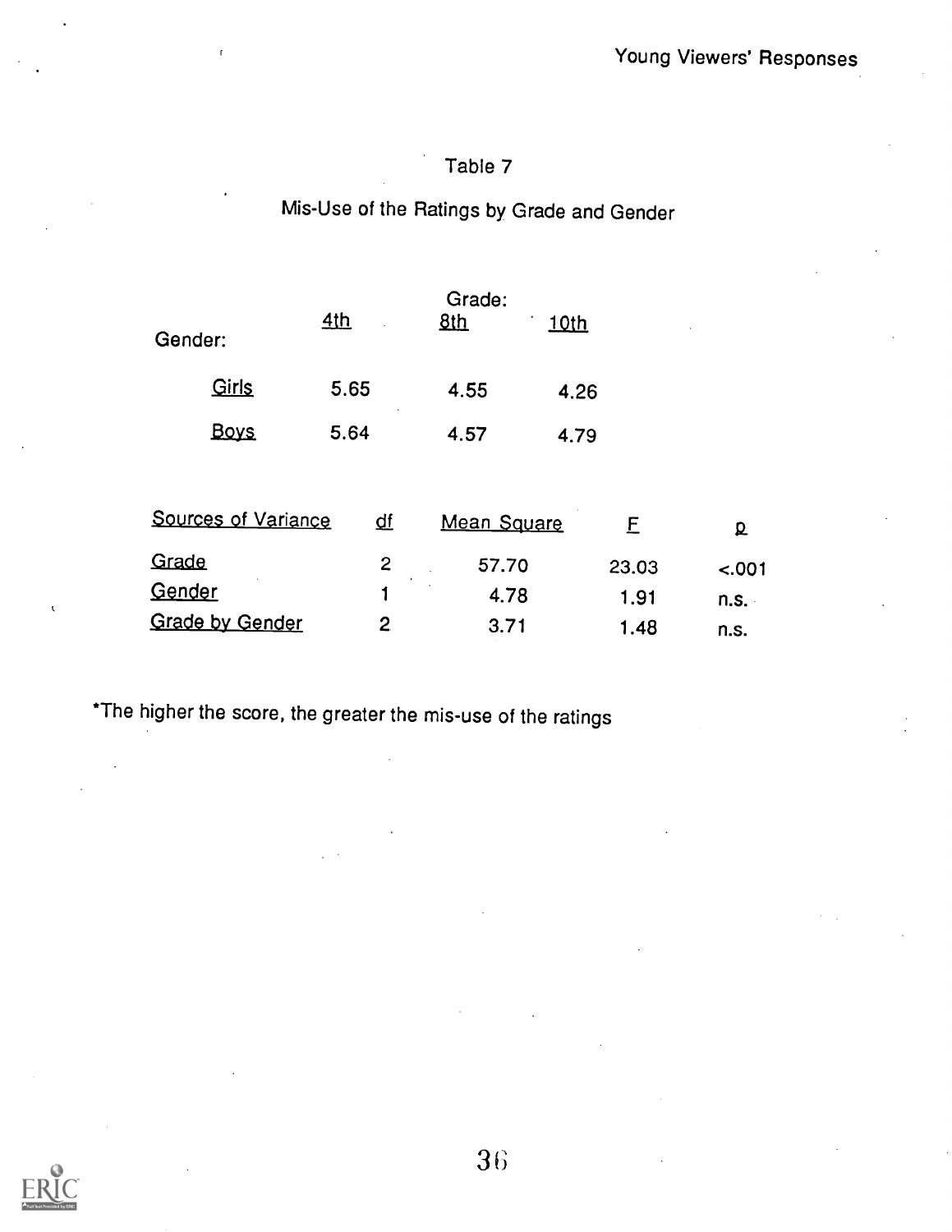Table 7

Mis-Use of the Ratings by Grade and Gender

| Gender: | Grade: 4th | 8th | 10th |
|---|---|---|---|
| Girls | 5.65 | 4.55 | 4.26 |
| Boys | 5.64 | 4.57 | 4.79 |

| Sources of Variance | df | Mean Square | F | p |
|---|---|---|---|---|
| Grade | 2 | 57.70 | 23.03 | <.001 |
| Gender | 1 | 4.78 | 1.91 | n.s. |
| Grade by Gender | 2 | 3.71 | 1.48 | n.s. |

*The higher the score, the greater the mis-use of the ratings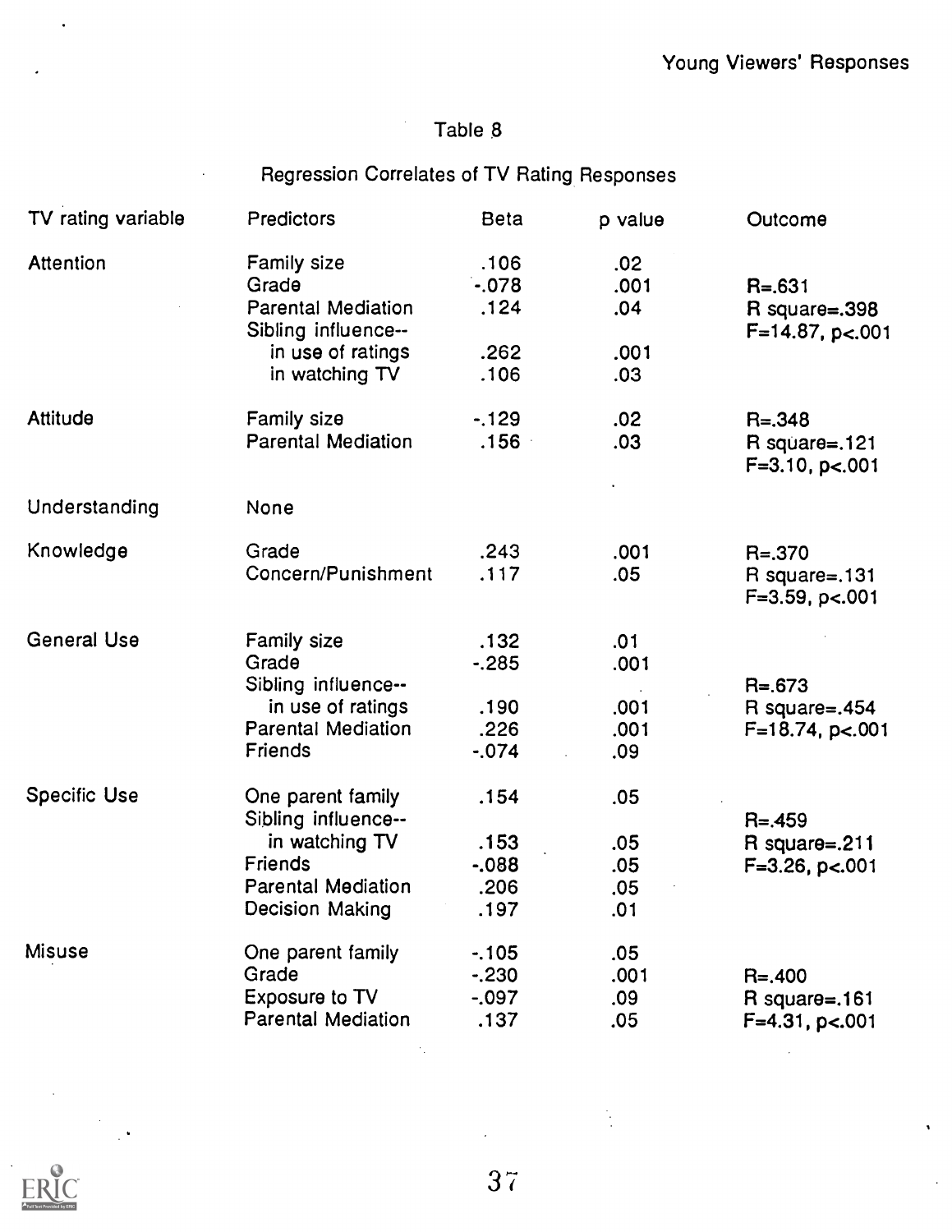Table 8

Regression Correlates of TV Rating Responses

| TV rating variable | Predictors | Beta | p value | Outcome |
|---|---|---|---|---|
| Attention | Family size | .106 | .02 | |
| | Grade | -.078 | .001 | R=.631 |
| | Parental Mediation | .124 | .04 | R square=.398 |
| | Sibling influence-- | | | F=14.87, p<.001 |
| | in use of ratings | .262 | .001 | |
| | in watching TV | .106 | .03 | |
| Attitude | Family size | -.129 | .02 | R=.348 |
| | Parental Mediation | .156 | .03 | R square=.121 |
| | | | | F=3.10, p<.001 |
| Understanding | None | | | |
| Knowledge | Grade | .243 | .001 | R=.370 |
| | Concern/Punishment | .117 | .05 | R square=.131 |
| | | | | F=3.59, p<.001 |
| General Use | Family size | .132 | .01 | |
| | Grade | -.285 | .001 | |
| | Sibling influence-- | | | R=.673 |
| | in use of ratings | .190 | .001 | R square=.454 |
| | Parental Mediation | .226 | .001 | F=18.74, p<.001 |
| | Friends | -.074 | .09 | |
| Specific Use | One parent family | .154 | .05 | |
| | Sibling influence-- | | | R=.459 |
| | in watching TV | .153 | .05 | R square=.211 |
| | Friends | -.088 | .05 | F=3.26, p<.001 |
| | Parental Mediation | .206 | .05 | |
| | Decision Making | .197 | .01 | |
| Misuse | One parent family | -.105 | .05 | |
| | Grade | -.230 | .001 | R=.400 |
| | Exposure to TV | -.097 | .09 | R square=.161 |
| | Parental Mediation | .137 | .05 | F=4.31, p<.001 |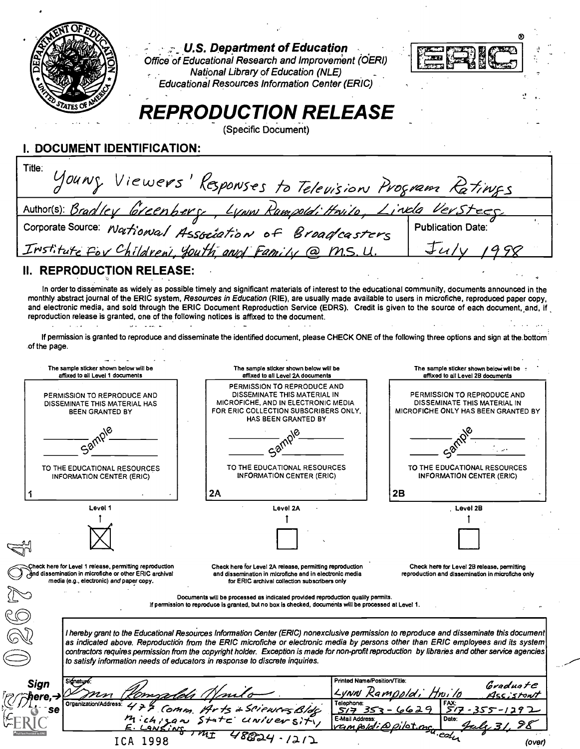U.S. Department of Education
Office of Educational Research and Improvement (OERI)
National Library of Education (NLE)
Educational Resources Information Center (ERIC)

# REPRODUCTION RELEASE

(Specific Document)

## I. DOCUMENT IDENTIFICATION:

Title: Young Viewers' Responses to Television Program Ratings

Author(s): Bradley Greenberg, Lynn Rampoldi-Hnilo, Linda VerSteeg

Corporate Source: National Association of Broadcasters Institute For Children, Youth, and Family @ M.S.U.

Publication Date: July 1998

## II. REPRODUCTION RELEASE:

In order to disseminate as widely as possible timely and significant materials of interest to the educational community, documents announced in the monthly abstract journal of the ERIC system, *Resources in Education* (RIE), are usually made available to users in microfiche, reproduced paper copy, and electronic media, and sold through the ERIC Document Reproduction Service (EDRS). Credit is given to the source of each document, and, if reproduction release is granted, one of the following notices is affixed to the document.

If permission is granted to reproduce and disseminate the identified document, please CHECK ONE of the following three options and sign at the bottom of the page.

| The sample sticker shown below will be affixed to all Level 1 documents | The sample sticker shown below will be affixed to all Level 2A documents | The sample sticker shown below will be affixed to all Level 2B documents |
|---|---|---|
| PERMISSION TO REPRODUCE AND DISSEMINATE THIS MATERIAL HAS BEEN GRANTED BY Sample TO THE EDUCATIONAL RESOURCES INFORMATION CENTER (ERIC) | PERMISSION TO REPRODUCE AND DISSEMINATE THIS MATERIAL IN MICROFICHE, AND IN ELECTRONIC MEDIA FOR ERIC COLLECTION SUBSCRIBERS ONLY, HAS BEEN GRANTED BY Sample TO THE EDUCATIONAL RESOURCES INFORMATION CENTER (ERIC) | PERMISSION TO REPRODUCE AND DISSEMINATE THIS MATERIAL IN MICROFICHE ONLY HAS BEEN GRANTED BY Sample TO THE EDUCATIONAL RESOURCES INFORMATION CENTER (ERIC) |
| 1 | 2A | 2B |
| Level 1 [X] | Level 2A [ ] | Level 2B [ ] |
| Check here for Level 1 release, permitting reproduction and dissemination in microfiche or other ERIC archival media (e.g., electronic) *and* paper copy. | Check here for Level 2A release, permitting reproduction and dissemination in microfiche and in electronic media for ERIC archival collection subscribers only | Check here for Level 2B release, permitting reproduction and dissemination in microfiche only |

Documents will be processed as indicated provided reproduction quality permits.
If permission to reproduce is granted, but no box is checked, documents will be processed at Level 1.

*I hereby grant to the Educational Resources Information Center (ERIC) nonexclusive permission to reproduce and disseminate this document as indicated above. Reproduction from the ERIC microfiche or electronic media by persons other than ERIC employees and its system contractors requires permission from the copyright holder. Exception is made for non-profit reproduction by libraries and other service agencies to satisfy information needs of educators in response to discrete inquiries.*

Sign here, → please

| Signature: Lynn Rampoldi Hnilo | Printed Name/Position/Title: Lynn Rampoldi Hnilo Graduate Assistant | |
|---|---|---|
| Organization/Address: 477 Comm. Arts & Sciences Bldg Michigan State University, E. Lansing, MI 48824-1212 | Telephone: 517 353-6629 | FAX: 517-355-1292 |
| | E-Mail Address: rampoldi@pilot.msu.edu | Date: July 31, 98 |

ICA 1998

(over)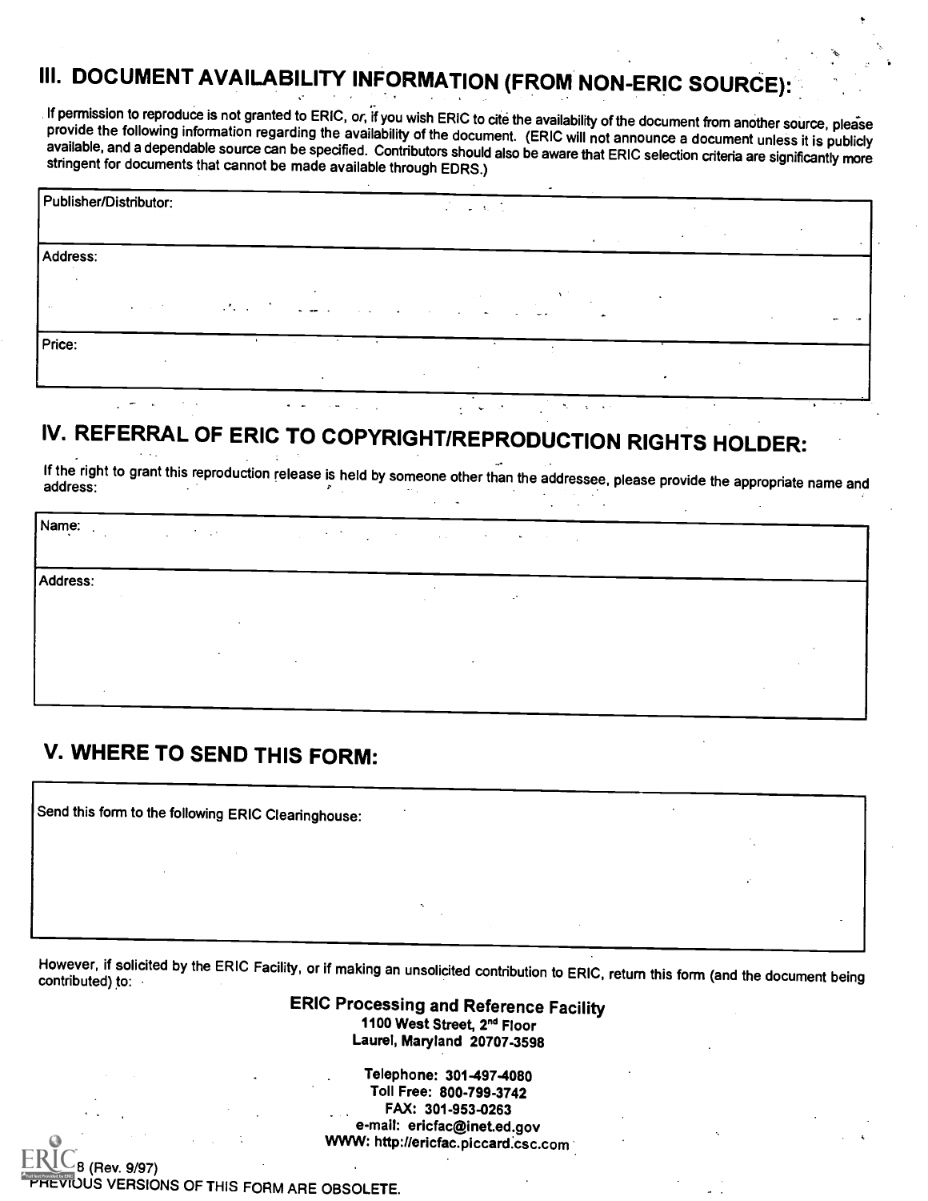## III. DOCUMENT AVAILABILITY INFORMATION (FROM NON-ERIC SOURCE):

If permission to reproduce is not granted to ERIC, or, if you wish ERIC to cite the availability of the document from another source, please provide the following information regarding the availability of the document. (ERIC will not announce a document unless it is publicly available, and a dependable source can be specified. Contributors should also be aware that ERIC selection criteria are significantly more stringent for documents that cannot be made available through EDRS.)

Publisher/Distributor:

Address:

Price:

## IV. REFERRAL OF ERIC TO COPYRIGHT/REPRODUCTION RIGHTS HOLDER:

If the right to grant this reproduction release is held by someone other than the addressee, please provide the appropriate name and address:

Name:

Address:

## V. WHERE TO SEND THIS FORM:

Send this form to the following ERIC Clearinghouse:

However, if solicited by the ERIC Facility, or if making an unsolicited contribution to ERIC, return this form (and the document being contributed) to:

**ERIC Processing and Reference Facility**
**1100 West Street, 2nd Floor**
**Laurel, Maryland 20707-3598**

**Telephone: 301-497-4080**
**Toll Free: 800-799-3742**
**FAX: 301-953-0263**
**e-mail: ericfac@inet.ed.gov**
**WWW: http://ericfac.piccard.csc.com**

EFF-088 (Rev. 9/97)
PREVIOUS VERSIONS OF THIS FORM ARE OBSOLETE.